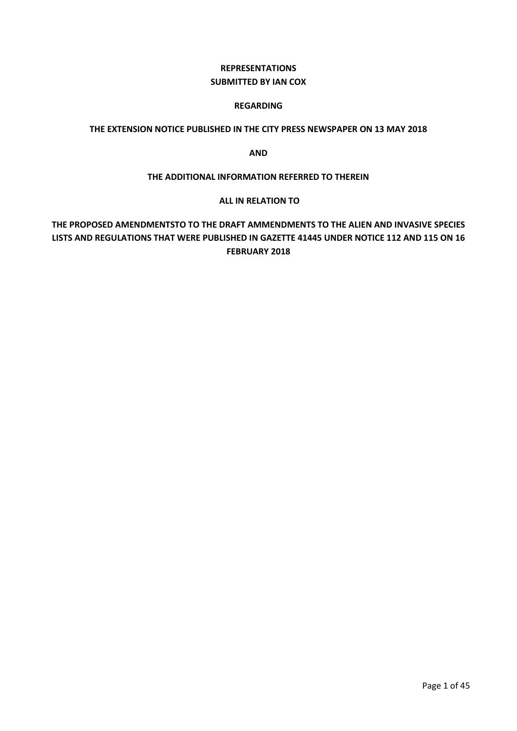**REPRESENTATIONS**

**SUBMITTED BY IAN COX**

**REGARDING**

**THE EXTENSION NOTICE PUBLISHED IN THE CITY PRESS NEWSPAPER ON 13 MAY 2018**

**AND**

**THE ADDITIONAL INFORMATION REFERRED TO THEREIN**

**ALL IN RELATION TO**

**THE PROPOSED AMENDMENTSTO TO THE DRAFT AMMENDMENTS TO THE ALIEN AND INVASIVE SPECIES LISTS AND REGULATIONS THAT WERE PUBLISHED IN GAZETTE 41445 UNDER NOTICE 112 AND 115 ON 16 FEBRUARY 2018**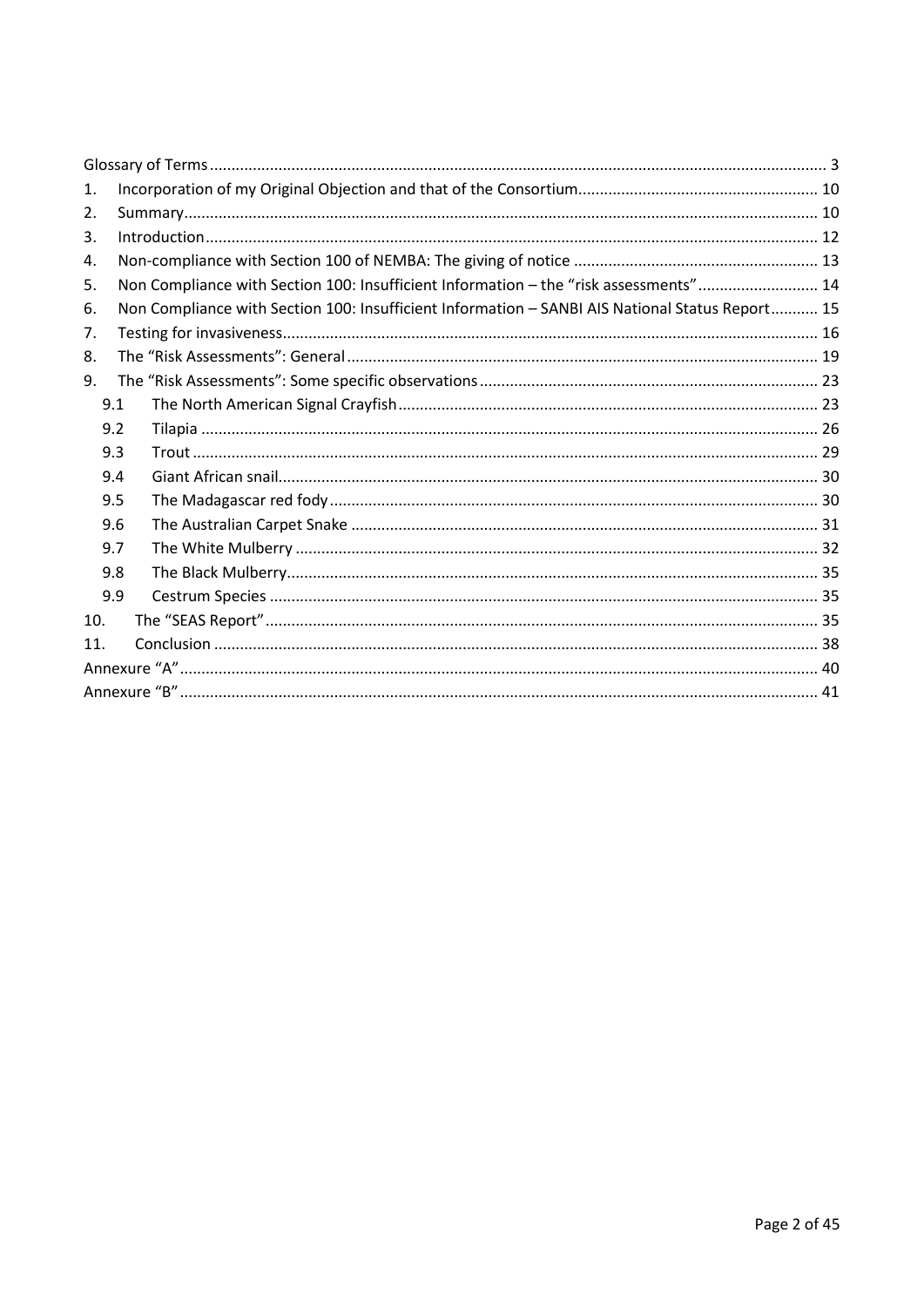| | | |
|---|---|---|
| Glossary of Terms | | 3 |
| 1. | Incorporation of my Original Objection and that of the Consortium | 10 |
| 2. | Summary | 10 |
| 3. | Introduction | 12 |
| 4. | Non-compliance with Section 100 of NEMBA: The giving of notice | 13 |
| 5. | Non Compliance with Section 100: Insufficient Information – the "risk assessments" | 14 |
| 6. | Non Compliance with Section 100: Insufficient Information – SANBI AIS National Status Report | 15 |
| 7. | Testing for invasiveness | 16 |
| 8. | The "Risk Assessments": General | 19 |
| 9. | The "Risk Assessments": Some specific observations | 23 |
| 9.1 | The North American Signal Crayfish | 23 |
| 9.2 | Tilapia | 26 |
| 9.3 | Trout | 29 |
| 9.4 | Giant African snail | 30 |
| 9.5 | The Madagascar red fody | 30 |
| 9.6 | The Australian Carpet Snake | 31 |
| 9.7 | The White Mulberry | 32 |
| 9.8 | The Black Mulberry | 35 |
| 9.9 | Cestrum Species | 35 |
| 10. | The "SEAS Report" | 35 |
| 11. | Conclusion | 38 |
| Annexure "A" | | 40 |
| Annexure "B" | | 41 |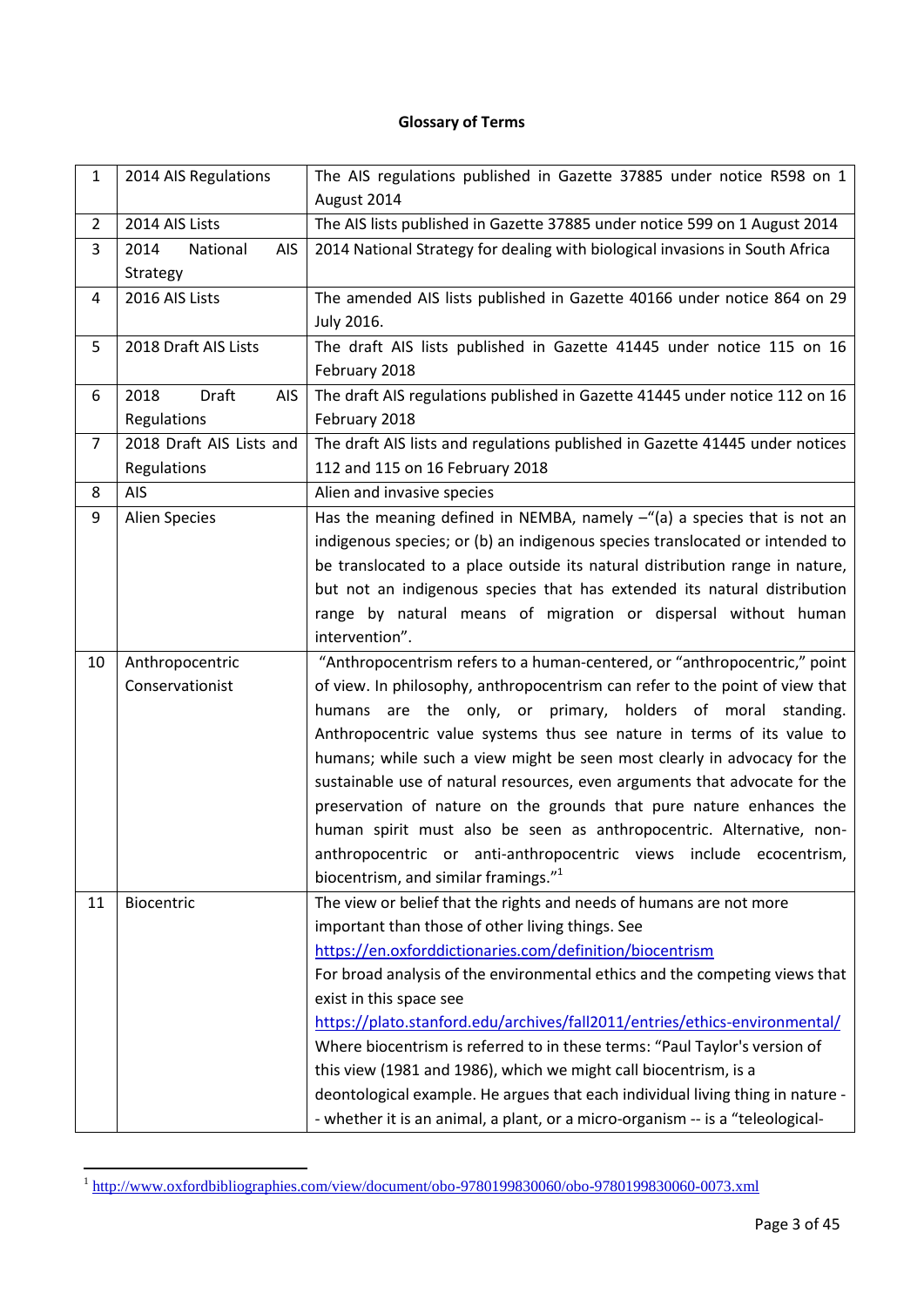**Glossary of Terms**

| | | |
|---|---|---|
| 1 | 2014 AIS Regulations | The AIS regulations published in Gazette 37885 under notice R598 on 1 August 2014 |
| 2 | 2014 AIS Lists | The AIS lists published in Gazette 37885 under notice 599 on 1 August 2014 |
| 3 | 2014 National AIS Strategy | 2014 National Strategy for dealing with biological invasions in South Africa |
| 4 | 2016 AIS Lists | The amended AIS lists published in Gazette 40166 under notice 864 on 29 July 2016. |
| 5 | 2018 Draft AIS Lists | The draft AIS lists published in Gazette 41445 under notice 115 on 16 February 2018 |
| 6 | 2018 Draft AIS Regulations | The draft AIS regulations published in Gazette 41445 under notice 112 on 16 February 2018 |
| 7 | 2018 Draft AIS Lists and Regulations | The draft AIS lists and regulations published in Gazette 41445 under notices 112 and 115 on 16 February 2018 |
| 8 | AIS | Alien and invasive species |
| 9 | Alien Species | Has the meaning defined in NEMBA, namely –"(a) a species that is not an indigenous species; or (b) an indigenous species translocated or intended to be translocated to a place outside its natural distribution range in nature, but not an indigenous species that has extended its natural distribution range by natural means of migration or dispersal without human intervention". |
| 10 | Anthropocentric Conservationist | "Anthropocentrism refers to a human-centered, or "anthropocentric," point of view. In philosophy, anthropocentrism can refer to the point of view that humans are the only, or primary, holders of moral standing. Anthropocentric value systems thus see nature in terms of its value to humans; while such a view might be seen most clearly in advocacy for the sustainable use of natural resources, even arguments that advocate for the preservation of nature on the grounds that pure nature enhances the human spirit must also be seen as anthropocentric. Alternative, non-anthropocentric or anti-anthropocentric views include ecocentrism, biocentrism, and similar framings."[1] |
| 11 | Biocentric | The view or belief that the rights and needs of humans are not more important than those of other living things. See https://en.oxforddictionaries.com/definition/biocentrism For broad analysis of the environmental ethics and the competing views that exist in this space see https://plato.stanford.edu/archives/fall2011/entries/ethics-environmental/ Where biocentrism is referred to in these terms: "Paul Taylor's version of this view (1981 and 1986), which we might call biocentrism, is a deontological example. He argues that each individual living thing in nature -- whether it is an animal, a plant, or a micro-organism -- is a "teleological- |

[1] http://www.oxfordbibliographies.com/view/document/obo-9780199830060/obo-9780199830060-0073.xml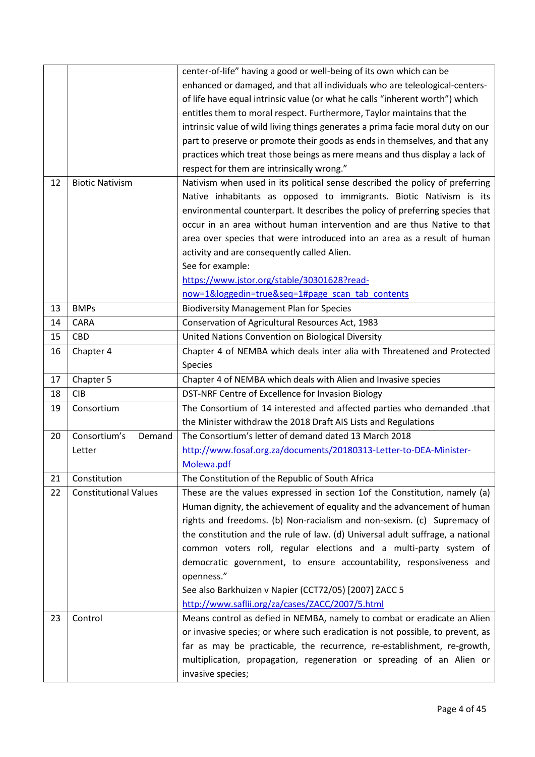| | | |
|---|---|---|
| | | center-of-life" having a good or well-being of its own which can be enhanced or damaged, and that all individuals who are teleological-centers-of life have equal intrinsic value (or what he calls "inherent worth") which entitles them to moral respect. Furthermore, Taylor maintains that the intrinsic value of wild living things generates a prima facie moral duty on our part to preserve or promote their goods as ends in themselves, and that any practices which treat those beings as mere means and thus display a lack of respect for them are intrinsically wrong." |
| 12 | Biotic Nativism | Nativism when used in its political sense described the policy of preferring Native inhabitants as opposed to immigrants. Biotic Nativism is its environmental counterpart. It describes the policy of preferring species that occur in an area without human intervention and are thus Native to that area over species that were introduced into an area as a result of human activity and are consequently called Alien.<br>See for example:<br>https://www.jstor.org/stable/30301628?read-now=1&loggedin=true&seq=1#page_scan_tab_contents |
| 13 | BMPs | Biodiversity Management Plan for Species |
| 14 | CARA | Conservation of Agricultural Resources Act, 1983 |
| 15 | CBD | United Nations Convention on Biological Diversity |
| 16 | Chapter 4 | Chapter 4 of NEMBA which deals inter alia with Threatened and Protected Species |
| 17 | Chapter 5 | Chapter 4 of NEMBA which deals with Alien and Invasive species |
| 18 | CIB | DST-NRF Centre of Excellence for Invasion Biology |
| 19 | Consortium | The Consortium of 14 interested and affected parties who demanded .that the Minister withdraw the 2018 Draft AIS Lists and Regulations |
| 20 | Consortium's Demand Letter | The Consortium's letter of demand dated 13 March 2018<br>http://www.fosaf.org.za/documents/20180313-Letter-to-DEA-Minister-Molewa.pdf |
| 21 | Constitution | The Constitution of the Republic of South Africa |
| 22 | Constitutional Values | These are the values expressed in section 1of the Constitution, namely (a) Human dignity, the achievement of equality and the advancement of human rights and freedoms. (b) Non-racialism and non-sexism. (c) Supremacy of the constitution and the rule of law. (d) Universal adult suffrage, a national common voters roll, regular elections and a multi-party system of democratic government, to ensure accountability, responsiveness and openness."<br>See also Barkhuizen v Napier (CCT72/05) [2007] ZACC 5<br>http://www.saflii.org/za/cases/ZACC/2007/5.html |
| 23 | Control | Means control as defied in NEMBA, namely to combat or eradicate an Alien or invasive species; or where such eradication is not possible, to prevent, as far as may be practicable, the recurrence, re-establishment, re-growth, multiplication, propagation, regeneration or spreading of an Alien or invasive species; |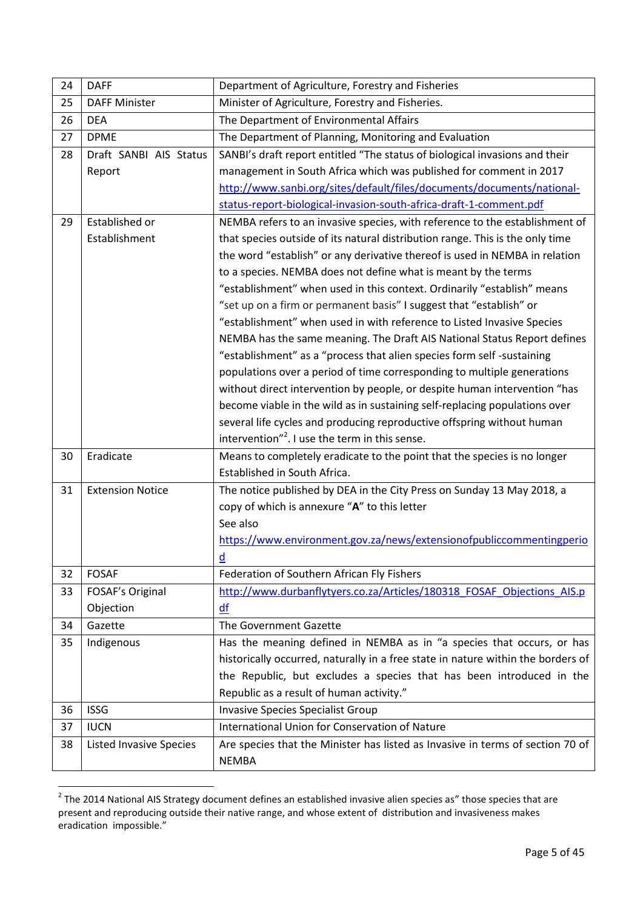| 24 | DAFF | Department of Agriculture, Forestry and Fisheries |
|---|---|---|
| 25 | DAFF Minister | Minister of Agriculture, Forestry and Fisheries. |
| 26 | DEA | The Department of Environmental Affairs |
| 27 | DPME | The Department of Planning, Monitoring and Evaluation |
| 28 | Draft SANBI AIS Status Report | SANBI's draft report entitled "The status of biological invasions and their management in South Africa which was published for comment in 2017 http://www.sanbi.org/sites/default/files/documents/documents/national-status-report-biological-invasion-south-africa-draft-1-comment.pdf |
| 29 | Established or Establishment | NEMBA refers to an invasive species, with reference to the establishment of that species outside of its natural distribution range. This is the only time the word "establish" or any derivative thereof is used in NEMBA in relation to a species. NEMBA does not define what is meant by the terms "establishment" when used in this context. Ordinarily "establish" means "set up on a firm or permanent basis" I suggest that "establish" or "establishment" when used in with reference to Listed Invasive Species NEMBA has the same meaning. The Draft AIS National Status Report defines "establishment" as a "process that alien species form self -sustaining populations over a period of time corresponding to multiple generations without direct intervention by people, or despite human intervention "has become viable in the wild as in sustaining self-replacing populations over several life cycles and producing reproductive offspring without human intervention"[2]. I use the term in this sense. |
| 30 | Eradicate | Means to completely eradicate to the point that the species is no longer Established in South Africa. |
| 31 | Extension Notice | The notice published by DEA in the City Press on Sunday 13 May 2018, a copy of which is annexure "**A**" to this letter<br>See also<br>https://www.environment.gov.za/news/extensionofpubliccommentingperiod |
| 32 | FOSAF | Federation of Southern African Fly Fishers |
| 33 | FOSAF's Original Objection | http://www.durbanflytyers.co.za/Articles/180318_FOSAF_Objections_AIS.pdf |
| 34 | Gazette | The Government Gazette |
| 35 | Indigenous | Has the meaning defined in NEMBA as in "a species that occurs, or has historically occurred, naturally in a free state in nature within the borders of the Republic, but excludes a species that has been introduced in the Republic as a result of human activity." |
| 36 | ISSG | Invasive Species Specialist Group |
| 37 | IUCN | International Union for Conservation of Nature |
| 38 | Listed Invasive Species | Are species that the Minister has listed as Invasive in terms of section 70 of NEMBA |

[2] The 2014 National AIS Strategy document defines an established invasive alien species as" those species that are present and reproducing outside their native range, and whose extent of distribution and invasiveness makes eradication impossible."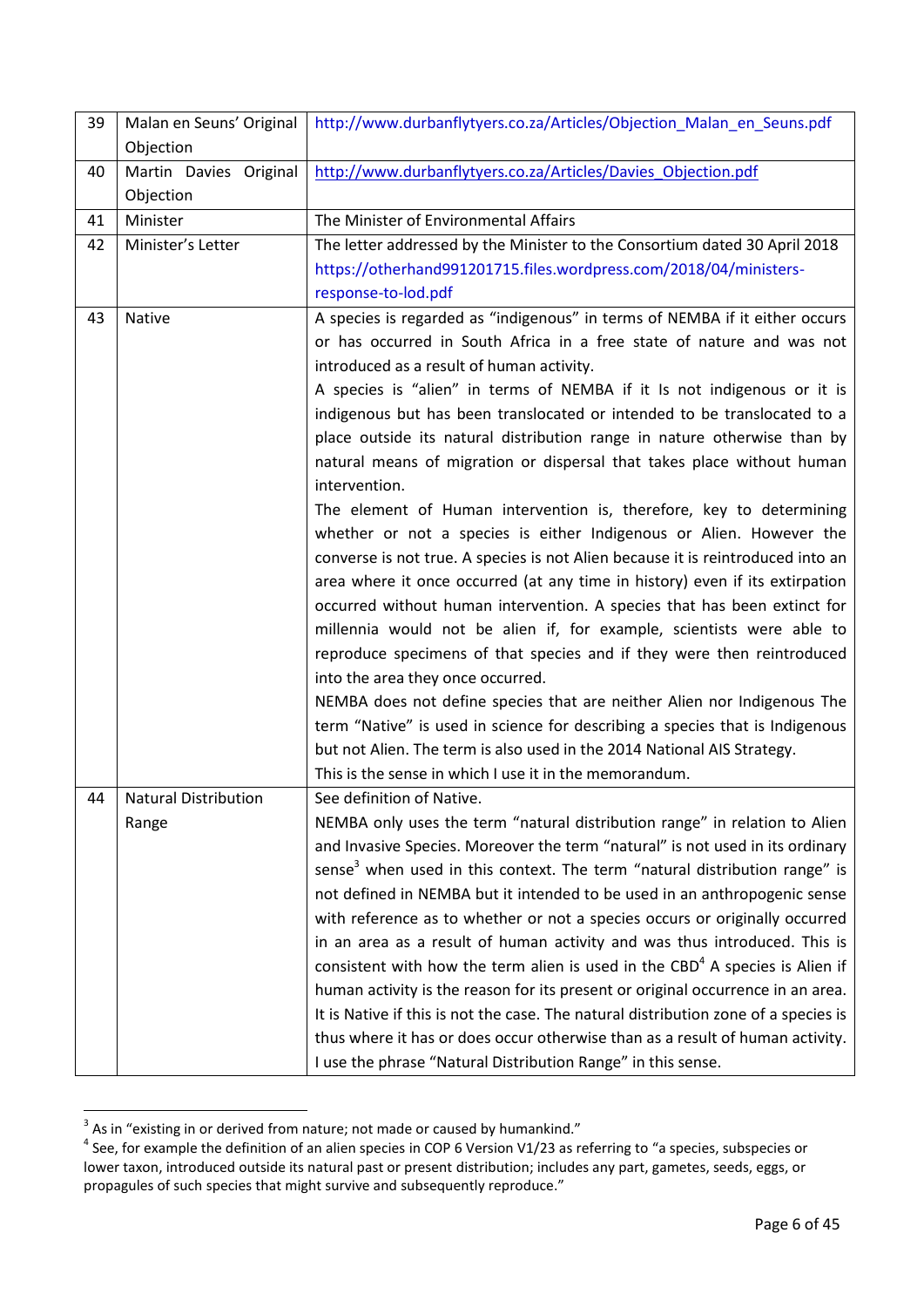| 39 | Malan en Seuns' Original Objection | http://www.durbanflytyers.co.za/Articles/Objection_Malan_en_Seuns.pdf |
|---|---|---|
| 40 | Martin Davies Original Objection | http://www.durbanflytyers.co.za/Articles/Davies_Objection.pdf |
| 41 | Minister | The Minister of Environmental Affairs |
| 42 | Minister's Letter | The letter addressed by the Minister to the Consortium dated 30 April 2018 https://otherhand991201715.files.wordpress.com/2018/04/ministers-response-to-lod.pdf |
| 43 | Native | A species is regarded as "indigenous" in terms of NEMBA if it either occurs or has occurred in South Africa in a free state of nature and was not introduced as a result of human activity.<br>A species is "alien" in terms of NEMBA if it Is not indigenous or it is indigenous but has been translocated or intended to be translocated to a place outside its natural distribution range in nature otherwise than by natural means of migration or dispersal that takes place without human intervention.<br>The element of Human intervention is, therefore, key to determining whether or not a species is either Indigenous or Alien. However the converse is not true. A species is not Alien because it is reintroduced into an area where it once occurred (at any time in history) even if its extirpation occurred without human intervention. A species that has been extinct for millennia would not be alien if, for example, scientists were able to reproduce specimens of that species and if they were then reintroduced into the area they once occurred.<br>NEMBA does not define species that are neither Alien nor Indigenous The term "Native" is used in science for describing a species that is Indigenous but not Alien. The term is also used in the 2014 National AIS Strategy.<br>This is the sense in which I use it in the memorandum. |
| 44 | Natural Distribution Range | See definition of Native.<br>NEMBA only uses the term "natural distribution range" in relation to Alien and Invasive Species. Moreover the term "natural" is not used in its ordinary sense[3] when used in this context. The term "natural distribution range" is not defined in NEMBA but it intended to be used in an anthropogenic sense with reference as to whether or not a species occurs or originally occurred in an area as a result of human activity and was thus introduced. This is consistent with how the term alien is used in the CBD[4] A species is Alien if human activity is the reason for its present or original occurrence in an area. It is Native if this is not the case. The natural distribution zone of a species is thus where it has or does occur otherwise than as a result of human activity.<br>I use the phrase "Natural Distribution Range" in this sense. |

[3] As in "existing in or derived from nature; not made or caused by humankind."

[4] See, for example the definition of an alien species in COP 6 Version V1/23 as referring to "a species, subspecies or lower taxon, introduced outside its natural past or present distribution; includes any part, gametes, seeds, eggs, or propagules of such species that might survive and subsequently reproduce."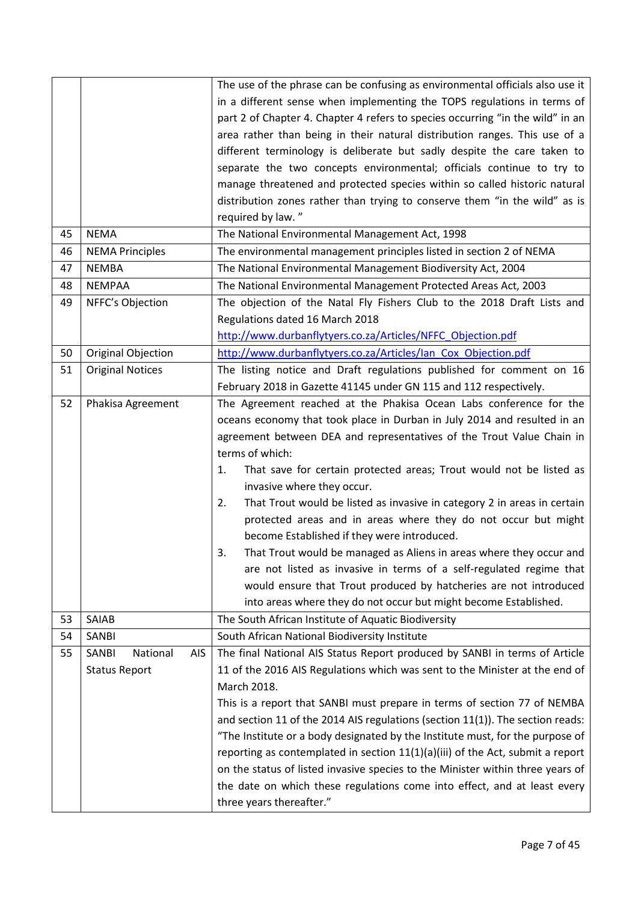| | | |
|---|---|---|
| | | The use of the phrase can be confusing as environmental officials also use it in a different sense when implementing the TOPS regulations in terms of part 2 of Chapter 4. Chapter 4 refers to species occurring "in the wild" in an area rather than being in their natural distribution ranges. This use of a different terminology is deliberate but sadly despite the care taken to separate the two concepts environmental; officials continue to try to manage threatened and protected species within so called historic natural distribution zones rather than trying to conserve them "in the wild" as is required by law. " |
| 45 | NEMA | The National Environmental Management Act, 1998 |
| 46 | NEMA Principles | The environmental management principles listed in section 2 of NEMA |
| 47 | NEMBA | The National Environmental Management Biodiversity Act, 2004 |
| 48 | NEMPAA | The National Environmental Management Protected Areas Act, 2003 |
| 49 | NFFC's Objection | The objection of the Natal Fly Fishers Club to the 2018 Draft Lists and Regulations dated 16 March 2018 http://www.durbanflytyers.co.za/Articles/NFFC_Objection.pdf |
| 50 | Original Objection | http://www.durbanflytyers.co.za/Articles/Ian_Cox_Objection.pdf |
| 51 | Original Notices | The listing notice and Draft regulations published for comment on 16 February 2018 in Gazette 41145 under GN 115 and 112 respectively. |
| 52 | Phakisa Agreement | The Agreement reached at the Phakisa Ocean Labs conference for the oceans economy that took place in Durban in July 2014 and resulted in an agreement between DEA and representatives of the Trout Value Chain in terms of which:<br>1. That save for certain protected areas; Trout would not be listed as invasive where they occur.<br>2. That Trout would be listed as invasive in category 2 in areas in certain protected areas and in areas where they do not occur but might become Established if they were introduced.<br>3. That Trout would be managed as Aliens in areas where they occur and are not listed as invasive in terms of a self-regulated regime that would ensure that Trout produced by hatcheries are not introduced into areas where they do not occur but might become Established. |
| 53 | SAIAB | The South African Institute of Aquatic Biodiversity |
| 54 | SANBI | South African National Biodiversity Institute |
| 55 | SANBI National AIS Status Report | The final National AIS Status Report produced by SANBI in terms of Article 11 of the 2016 AIS Regulations which was sent to the Minister at the end of March 2018.<br>This is a report that SANBI must prepare in terms of section 77 of NEMBA and section 11 of the 2014 AIS regulations (section 11(1)). The section reads: "The Institute or a body designated by the Institute must, for the purpose of reporting as contemplated in section 11(1)(a)(iii) of the Act, submit a report on the status of listed invasive species to the Minister within three years of the date on which these regulations come into effect, and at least every three years thereafter." |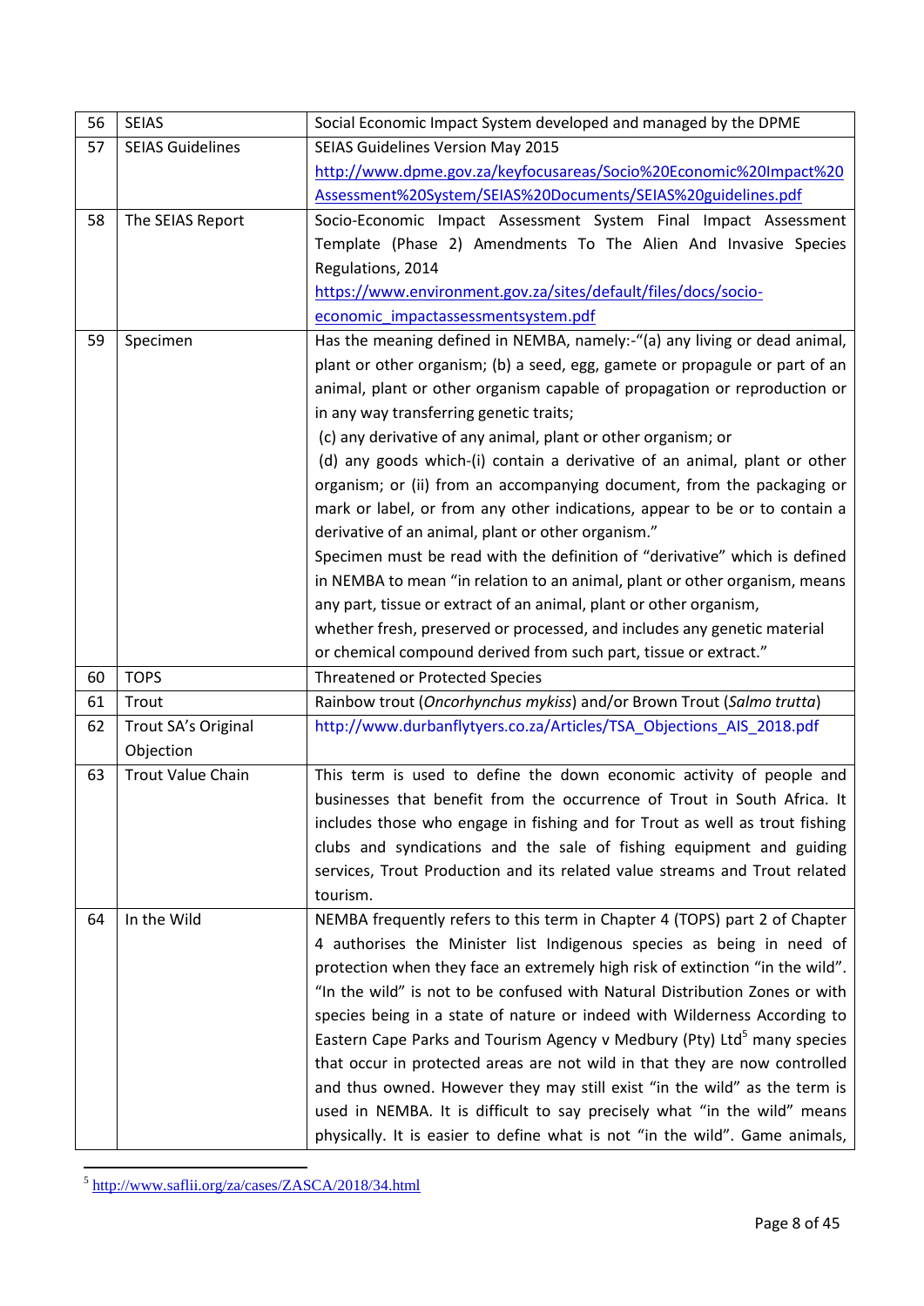| 56 | SEIAS | Social Economic Impact System developed and managed by the DPME |
|---|---|---|
| 57 | SEIAS Guidelines | SEIAS Guidelines Version May 2015 http://www.dpme.gov.za/keyfocusareas/Socio%20Economic%20Impact%20Assessment%20System/SEIAS%20Documents/SEIAS%20guidelines.pdf |
| 58 | The SEIAS Report | Socio-Economic Impact Assessment System Final Impact Assessment Template (Phase 2) Amendments To The Alien And Invasive Species Regulations, 2014 https://www.environment.gov.za/sites/default/files/docs/socio-economic_impactassessmentsystem.pdf |
| 59 | Specimen | Has the meaning defined in NEMBA, namely:-"(a) any living or dead animal, plant or other organism; (b) a seed, egg, gamete or propagule or part of an animal, plant or other organism capable of propagation or reproduction or in any way transferring genetic traits;<br>(c) any derivative of any animal, plant or other organism; or<br>(d) any goods which-(i) contain a derivative of an animal, plant or other organism; or (ii) from an accompanying document, from the packaging or mark or label, or from any other indications, appear to be or to contain a derivative of an animal, plant or other organism."<br>Specimen must be read with the definition of "derivative" which is defined in NEMBA to mean "in relation to an animal, plant or other organism, means any part, tissue or extract of an animal, plant or other organism, whether fresh, preserved or processed, and includes any genetic material or chemical compound derived from such part, tissue or extract." |
| 60 | TOPS | Threatened or Protected Species |
| 61 | Trout | Rainbow trout (*Oncorhynchus mykiss*) and/or Brown Trout (*Salmo trutta*) |
| 62 | Trout SA's Original Objection | http://www.durbanflytyers.co.za/Articles/TSA_Objections_AIS_2018.pdf |
| 63 | Trout Value Chain | This term is used to define the down economic activity of people and businesses that benefit from the occurrence of Trout in South Africa. It includes those who engage in fishing and for Trout as well as trout fishing clubs and syndications and the sale of fishing equipment and guiding services, Trout Production and its related value streams and Trout related tourism. |
| 64 | In the Wild | NEMBA frequently refers to this term in Chapter 4 (TOPS) part 2 of Chapter 4 authorises the Minister list Indigenous species as being in need of protection when they face an extremely high risk of extinction "in the wild". "In the wild" is not to be confused with Natural Distribution Zones or with species being in a state of nature or indeed with Wilderness According to Eastern Cape Parks and Tourism Agency v Medbury (Pty) Ltd[5] many species that occur in protected areas are not wild in that they are now controlled and thus owned. However they may still exist "in the wild" as the term is used in NEMBA. It is difficult to say precisely what "in the wild" means physically. It is easier to define what is not "in the wild". Game animals, |

[5] http://www.saflii.org/za/cases/ZASCA/2018/34.html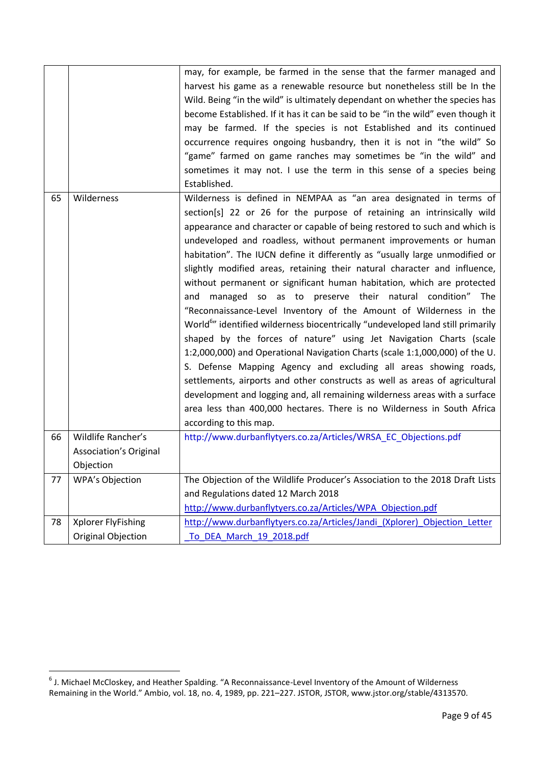| | | |
|---|---|---|
| | | may, for example, be farmed in the sense that the farmer managed and harvest his game as a renewable resource but nonetheless still be In the Wild. Being "in the wild" is ultimately dependant on whether the species has become Established. If it has it can be said to be "in the wild" even though it may be farmed. If the species is not Established and its continued occurrence requires ongoing husbandry, then it is not in "the wild" So "game" farmed on game ranches may sometimes be "in the wild" and sometimes it may not. I use the term in this sense of a species being Established. |
| 65 | Wilderness | Wilderness is defined in NEMPAA as "an area designated in terms of section[s] 22 or 26 for the purpose of retaining an intrinsically wild appearance and character or capable of being restored to such and which is undeveloped and roadless, without permanent improvements or human habitation". The IUCN define it differently as "usually large unmodified or slightly modified areas, retaining their natural character and influence, without permanent or significant human habitation, which are protected and managed so as to preserve their natural condition" The "Reconnaissance-Level Inventory of the Amount of Wilderness in the World[6]" identified wilderness biocentrically "undeveloped land still primarily shaped by the forces of nature" using Jet Navigation Charts (scale 1:2,000,000) and Operational Navigation Charts (scale 1:1,000,000) of the U. S. Defense Mapping Agency and excluding all areas showing roads, settlements, airports and other constructs as well as areas of agricultural development and logging and, all remaining wilderness areas with a surface area less than 400,000 hectares. There is no Wilderness in South Africa according to this map. |
| 66 | Wildlife Rancher's Association's Original Objection | http://www.durbanflytyers.co.za/Articles/WRSA_EC_Objections.pdf |
| 77 | WPA's Objection | The Objection of the Wildlife Producer's Association to the 2018 Draft Lists and Regulations dated 12 March 2018 http://www.durbanflytyers.co.za/Articles/WPA_Objection.pdf |
| 78 | Xplorer FlyFishing Original Objection | http://www.durbanflytyers.co.za/Articles/Jandi_(Xplorer)_Objection_Letter_To_DEA_March_19_2018.pdf |

[6] J. Michael McCloskey, and Heather Spalding. "A Reconnaissance-Level Inventory of the Amount of Wilderness Remaining in the World." Ambio, vol. 18, no. 4, 1989, pp. 221–227. JSTOR, JSTOR, www.jstor.org/stable/4313570.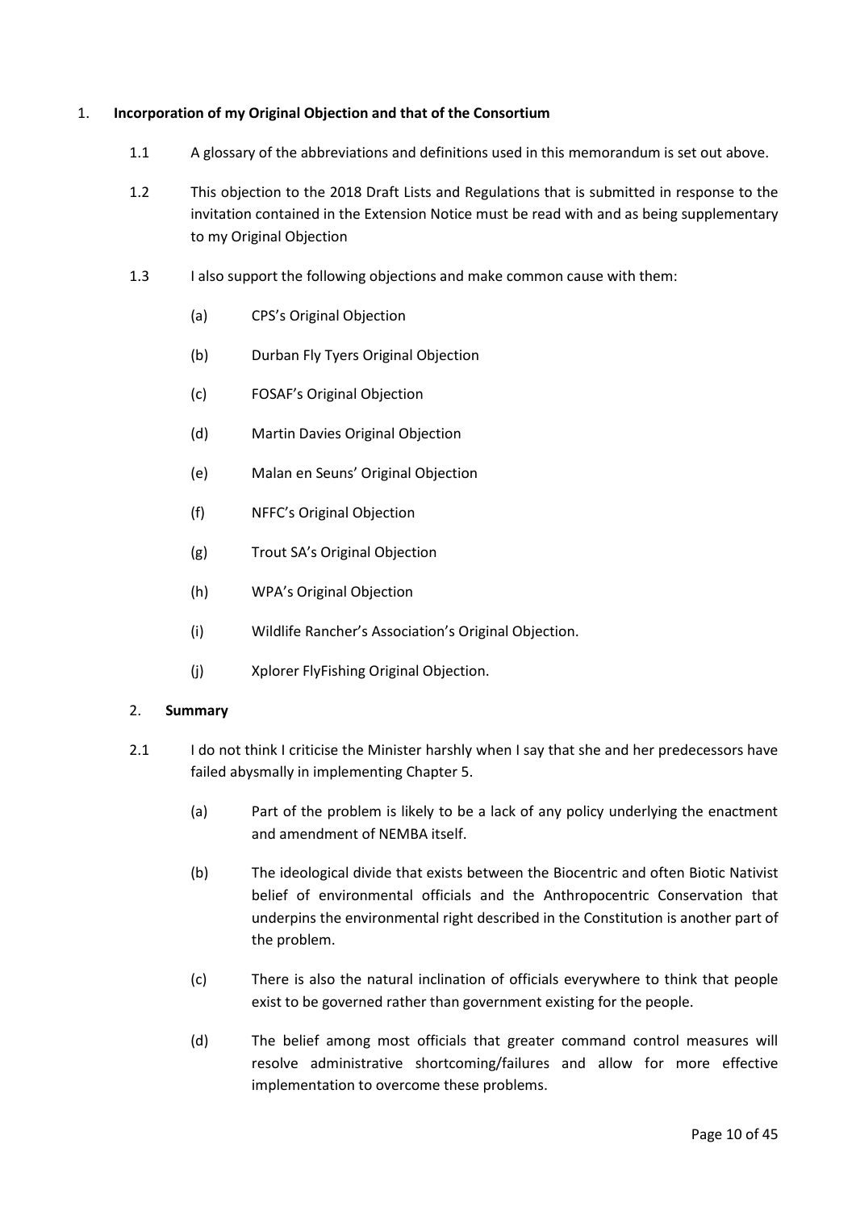1. **Incorporation of my Original Objection and that of the Consortium**

    1.1 A glossary of the abbreviations and definitions used in this memorandum is set out above.

    1.2 This objection to the 2018 Draft Lists and Regulations that is submitted in response to the invitation contained in the Extension Notice must be read with and as being supplementary to my Original Objection

    1.3 I also support the following objections and make common cause with them:

    (a) CPS's Original Objection

    (b) Durban Fly Tyers Original Objection

    (c) FOSAF's Original Objection

    (d) Martin Davies Original Objection

    (e) Malan en Seuns' Original Objection

    (f) NFFC's Original Objection

    (g) Trout SA's Original Objection

    (h) WPA's Original Objection

    (i) Wildlife Rancher's Association's Original Objection.

    (j) Xplorer FlyFishing Original Objection.

2. **Summary**

2.1 I do not think I criticise the Minister harshly when I say that she and her predecessors have failed abysmally in implementing Chapter 5.

    (a) Part of the problem is likely to be a lack of any policy underlying the enactment and amendment of NEMBA itself.

    (b) The ideological divide that exists between the Biocentric and often Biotic Nativist belief of environmental officials and the Anthropocentric Conservation that underpins the environmental right described in the Constitution is another part of the problem.

    (c) There is also the natural inclination of officials everywhere to think that people exist to be governed rather than government existing for the people.

    (d) The belief among most officials that greater command control measures will resolve administrative shortcoming/failures and allow for more effective implementation to overcome these problems.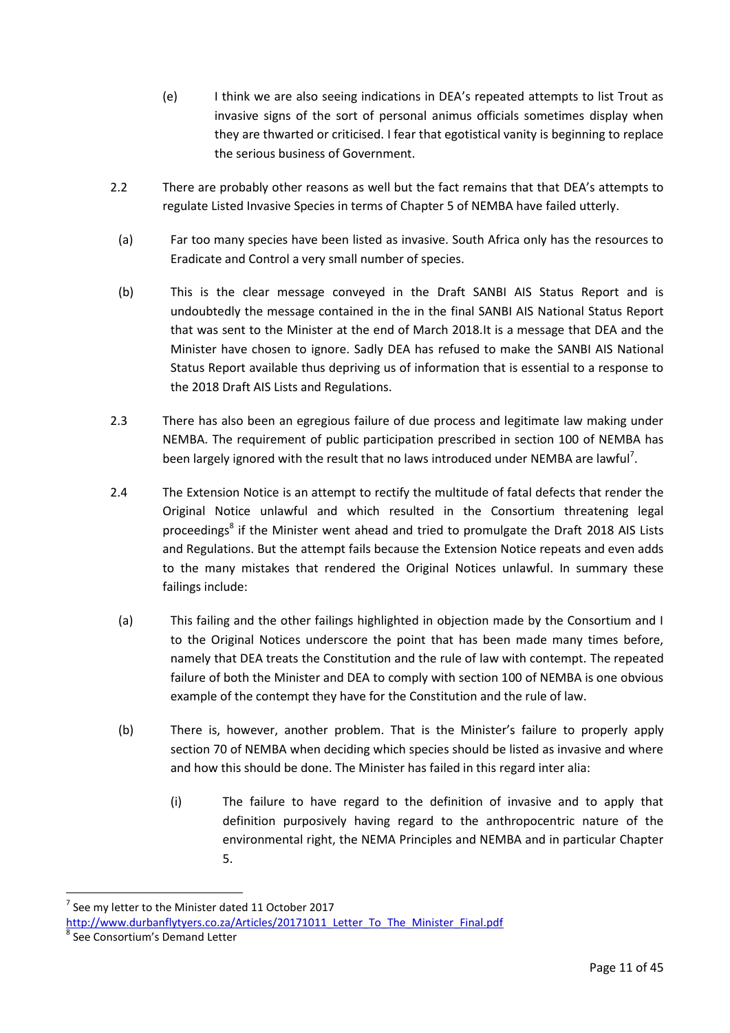(e) I think we are also seeing indications in DEA's repeated attempts to list Trout as invasive signs of the sort of personal animus officials sometimes display when they are thwarted or criticised. I fear that egotistical vanity is beginning to replace the serious business of Government.

2.2 There are probably other reasons as well but the fact remains that that DEA's attempts to regulate Listed Invasive Species in terms of Chapter 5 of NEMBA have failed utterly.

(a) Far too many species have been listed as invasive. South Africa only has the resources to Eradicate and Control a very small number of species.

(b) This is the clear message conveyed in the Draft SANBI AIS Status Report and is undoubtedly the message contained in the in the final SANBI AIS National Status Report that was sent to the Minister at the end of March 2018.It is a message that DEA and the Minister have chosen to ignore. Sadly DEA has refused to make the SANBI AIS National Status Report available thus depriving us of information that is essential to a response to the 2018 Draft AIS Lists and Regulations.

2.3 There has also been an egregious failure of due process and legitimate law making under NEMBA. The requirement of public participation prescribed in section 100 of NEMBA has been largely ignored with the result that no laws introduced under NEMBA are lawful[7].

2.4 The Extension Notice is an attempt to rectify the multitude of fatal defects that render the Original Notice unlawful and which resulted in the Consortium threatening legal proceedings[8] if the Minister went ahead and tried to promulgate the Draft 2018 AIS Lists and Regulations. But the attempt fails because the Extension Notice repeats and even adds to the many mistakes that rendered the Original Notices unlawful. In summary these failings include:

(a) This failing and the other failings highlighted in objection made by the Consortium and I to the Original Notices underscore the point that has been made many times before, namely that DEA treats the Constitution and the rule of law with contempt. The repeated failure of both the Minister and DEA to comply with section 100 of NEMBA is one obvious example of the contempt they have for the Constitution and the rule of law.

(b) There is, however, another problem. That is the Minister's failure to properly apply section 70 of NEMBA when deciding which species should be listed as invasive and where and how this should be done. The Minister has failed in this regard inter alia:

(i) The failure to have regard to the definition of invasive and to apply that definition purposively having regard to the anthropocentric nature of the environmental right, the NEMA Principles and NEMBA and in particular Chapter 5.

---

[7] See my letter to the Minister dated 11 October 2017 http://www.durbanflytyers.co.za/Articles/20171011_Letter_To_The_Minister_Final.pdf

[8] See Consortium's Demand Letter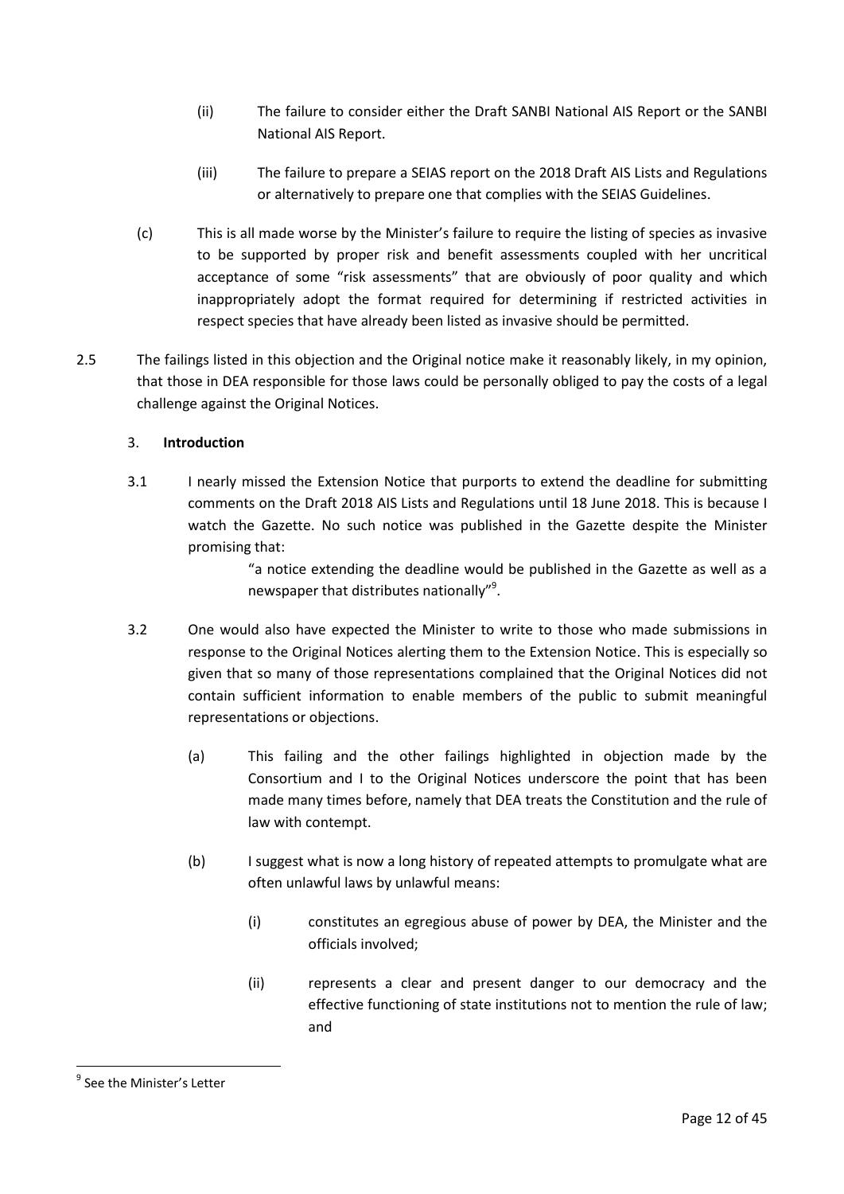(ii) The failure to consider either the Draft SANBI National AIS Report or the SANBI National AIS Report.

(iii) The failure to prepare a SEIAS report on the 2018 Draft AIS Lists and Regulations or alternatively to prepare one that complies with the SEIAS Guidelines.

(c) This is all made worse by the Minister's failure to require the listing of species as invasive to be supported by proper risk and benefit assessments coupled with her uncritical acceptance of some "risk assessments" that are obviously of poor quality and which inappropriately adopt the format required for determining if restricted activities in respect species that have already been listed as invasive should be permitted.

2.5 The failings listed in this objection and the Original notice make it reasonably likely, in my opinion, that those in DEA responsible for those laws could be personally obliged to pay the costs of a legal challenge against the Original Notices.

### 3. **Introduction**

3.1 I nearly missed the Extension Notice that purports to extend the deadline for submitting comments on the Draft 2018 AIS Lists and Regulations until 18 June 2018. This is because I watch the Gazette. No such notice was published in the Gazette despite the Minister promising that:

> "a notice extending the deadline would be published in the Gazette as well as a newspaper that distributes nationally"[9].

3.2 One would also have expected the Minister to write to those who made submissions in response to the Original Notices alerting them to the Extension Notice. This is especially so given that so many of those representations complained that the Original Notices did not contain sufficient information to enable members of the public to submit meaningful representations or objections.

(a) This failing and the other failings highlighted in objection made by the Consortium and I to the Original Notices underscore the point that has been made many times before, namely that DEA treats the Constitution and the rule of law with contempt.

(b) I suggest what is now a long history of repeated attempts to promulgate what are often unlawful laws by unlawful means:

(i) constitutes an egregious abuse of power by DEA, the Minister and the officials involved;

(ii) represents a clear and present danger to our democracy and the effective functioning of state institutions not to mention the rule of law; and

---

[9] See the Minister's Letter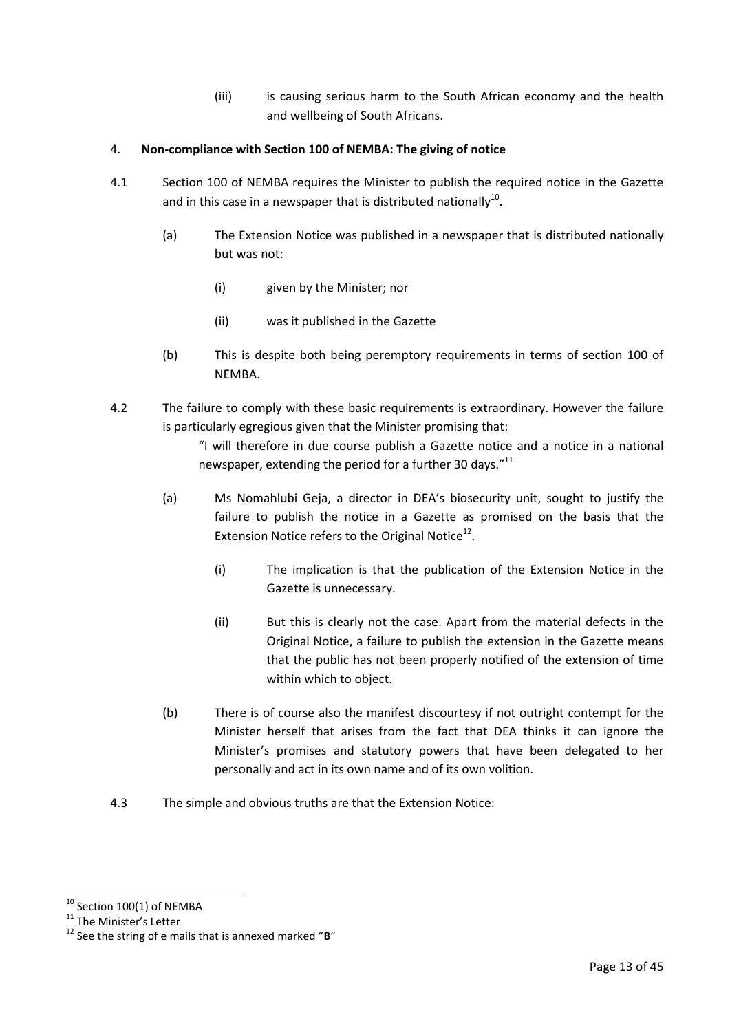(iii) is causing serious harm to the South African economy and the health and wellbeing of South Africans.

4. **Non-compliance with Section 100 of NEMBA: The giving of notice**

4.1 Section 100 of NEMBA requires the Minister to publish the required notice in the Gazette and in this case in a newspaper that is distributed nationally[10].

(a) The Extension Notice was published in a newspaper that is distributed nationally but was not:

(i) given by the Minister; nor

(ii) was it published in the Gazette

(b) This is despite both being peremptory requirements in terms of section 100 of NEMBA.

4.2 The failure to comply with these basic requirements is extraordinary. However the failure is particularly egregious given that the Minister promising that:

> "I will therefore in due course publish a Gazette notice and a notice in a national newspaper, extending the period for a further 30 days."[11]

(a) Ms Nomahlubi Geja, a director in DEA's biosecurity unit, sought to justify the failure to publish the notice in a Gazette as promised on the basis that the Extension Notice refers to the Original Notice[12].

(i) The implication is that the publication of the Extension Notice in the Gazette is unnecessary.

(ii) But this is clearly not the case. Apart from the material defects in the Original Notice, a failure to publish the extension in the Gazette means that the public has not been properly notified of the extension of time within which to object.

(b) There is of course also the manifest discourtesy if not outright contempt for the Minister herself that arises from the fact that DEA thinks it can ignore the Minister's promises and statutory powers that have been delegated to her personally and act in its own name and of its own volition.

4.3 The simple and obvious truths are that the Extension Notice:

---

[10] Section 100(1) of NEMBA

[11] The Minister's Letter

[12] See the string of e mails that is annexed marked "**B**"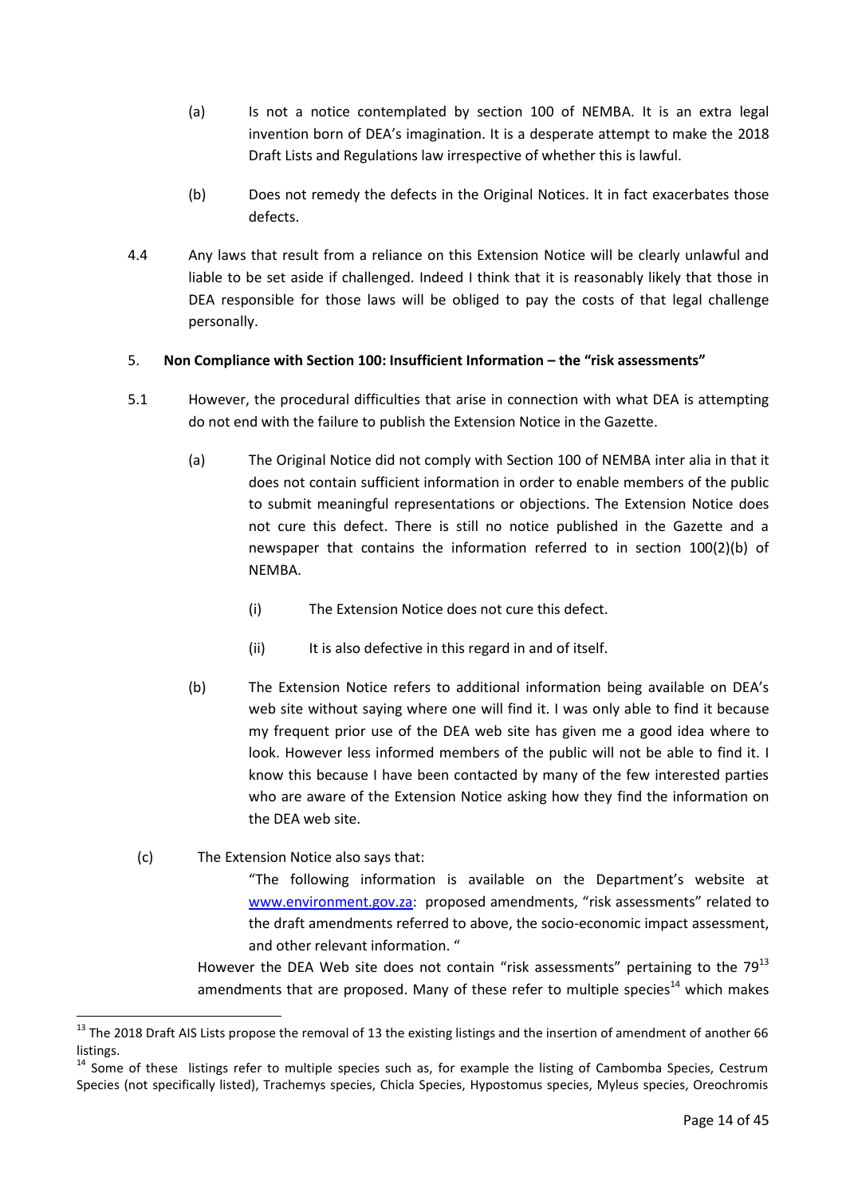(a) Is not a notice contemplated by section 100 of NEMBA. It is an extra legal invention born of DEA's imagination. It is a desperate attempt to make the 2018 Draft Lists and Regulations law irrespective of whether this is lawful.

(b) Does not remedy the defects in the Original Notices. It in fact exacerbates those defects.

4.4 Any laws that result from a reliance on this Extension Notice will be clearly unlawful and liable to be set aside if challenged. Indeed I think that it is reasonably likely that those in DEA responsible for those laws will be obliged to pay the costs of that legal challenge personally.

5. **Non Compliance with Section 100: Insufficient Information – the "risk assessments"**

5.1 However, the procedural difficulties that arise in connection with what DEA is attempting do not end with the failure to publish the Extension Notice in the Gazette.

(a) The Original Notice did not comply with Section 100 of NEMBA inter alia in that it does not contain sufficient information in order to enable members of the public to submit meaningful representations or objections. The Extension Notice does not cure this defect. There is still no notice published in the Gazette and a newspaper that contains the information referred to in section 100(2)(b) of NEMBA.

(i) The Extension Notice does not cure this defect.

(ii) It is also defective in this regard in and of itself.

(b) The Extension Notice refers to additional information being available on DEA's web site without saying where one will find it. I was only able to find it because my frequent prior use of the DEA web site has given me a good idea where to look. However less informed members of the public will not be able to find it. I know this because I have been contacted by many of the few interested parties who are aware of the Extension Notice asking how they find the information on the DEA web site.

(c) The Extension Notice also says that:

"The following information is available on the Department's website at www.environment.gov.za: proposed amendments, "risk assessments" related to the draft amendments referred to above, the socio-economic impact assessment, and other relevant information. "

However the DEA Web site does not contain "risk assessments" pertaining to the 79[13] amendments that are proposed. Many of these refer to multiple species[14] which makes

---

[13] The 2018 Draft AIS Lists propose the removal of 13 the existing listings and the insertion of amendment of another 66 listings.

[14] Some of these listings refer to multiple species such as, for example the listing of Cambomba Species, Cestrum Species (not specifically listed), Trachemys species, Chicla Species, Hypostomus species, Myleus species, Oreochromis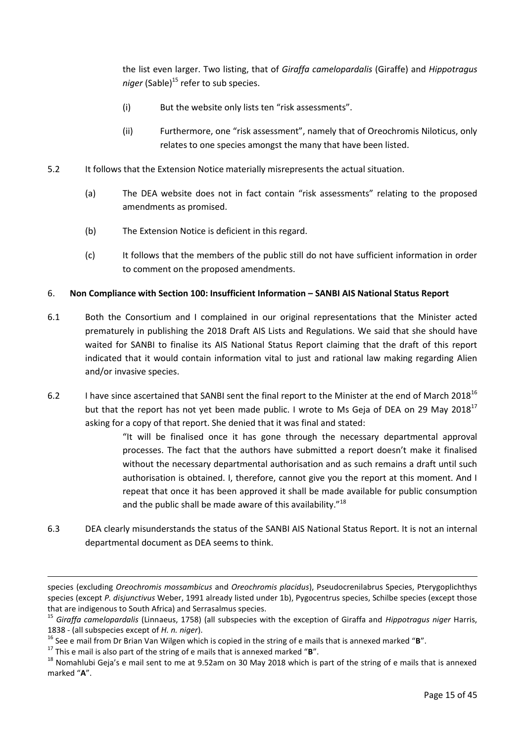the list even larger. Two listing, that of *Giraffa camelopardalis* (Giraffe) and *Hippotragus niger* (Sable)[15] refer to sub species.

(i) But the website only lists ten "risk assessments".

(ii) Furthermore, one "risk assessment", namely that of Oreochromis Niloticus, only relates to one species amongst the many that have been listed.

5.2 It follows that the Extension Notice materially misrepresents the actual situation.

(a) The DEA website does not in fact contain "risk assessments" relating to the proposed amendments as promised.

(b) The Extension Notice is deficient in this regard.

(c) It follows that the members of the public still do not have sufficient information in order to comment on the proposed amendments.

6. **Non Compliance with Section 100: Insufficient Information – SANBI AIS National Status Report**

6.1 Both the Consortium and I complained in our original representations that the Minister acted prematurely in publishing the 2018 Draft AIS Lists and Regulations. We said that she should have waited for SANBI to finalise its AIS National Status Report claiming that the draft of this report indicated that it would contain information vital to just and rational law making regarding Alien and/or invasive species.

6.2 I have since ascertained that SANBI sent the final report to the Minister at the end of March 2018[16] but that the report has not yet been made public. I wrote to Ms Geja of DEA on 29 May 2018[17] asking for a copy of that report. She denied that it was final and stated:

> "It will be finalised once it has gone through the necessary departmental approval processes. The fact that the authors have submitted a report doesn't make it finalised without the necessary departmental authorisation and as such remains a draft until such authorisation is obtained. I, therefore, cannot give you the report at this moment. And I repeat that once it has been approved it shall be made available for public consumption and the public shall be made aware of this availability."[18]

6.3 DEA clearly misunderstands the status of the SANBI AIS National Status Report. It is not an internal departmental document as DEA seems to think.

---

species (excluding *Oreochromis mossambicus* and *Oreochromis placidus*), Pseudocrenilabrus Species, Pterygoplichthys species (except *P. disjunctivus* Weber, 1991 already listed under 1b), Pygocentrus species, Schilbe species (except those that are indigenous to South Africa) and Serrasalmus species.

[15] *Giraffa camelopardalis* (Linnaeus, 1758) (all subspecies with the exception of Giraffa and *Hippotragus niger* Harris, 1838 - (all subspecies except of *H. n. niger*).

[16] See e mail from Dr Brian Van Wilgen which is copied in the string of e mails that is annexed marked "**B**".

[17] This e mail is also part of the string of e mails that is annexed marked "**B**".

[18] Nomahlubi Geja's e mail sent to me at 9.52am on 30 May 2018 which is part of the string of e mails that is annexed marked "**A**".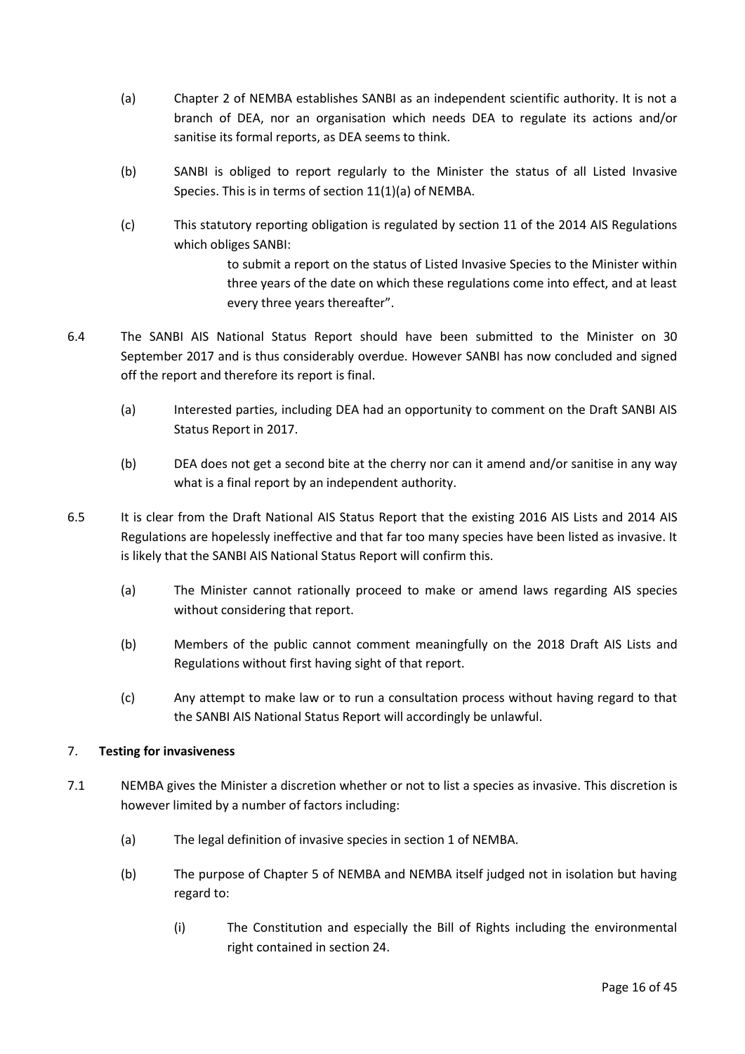(a) Chapter 2 of NEMBA establishes SANBI as an independent scientific authority. It is not a branch of DEA, nor an organisation which needs DEA to regulate its actions and/or sanitise its formal reports, as DEA seems to think.

(b) SANBI is obliged to report regularly to the Minister the status of all Listed Invasive Species. This is in terms of section 11(1)(a) of NEMBA.

(c) This statutory reporting obligation is regulated by section 11 of the 2014 AIS Regulations which obliges SANBI:

> to submit a report on the status of Listed Invasive Species to the Minister within three years of the date on which these regulations come into effect, and at least every three years thereafter".

6.4 The SANBI AIS National Status Report should have been submitted to the Minister on 30 September 2017 and is thus considerably overdue. However SANBI has now concluded and signed off the report and therefore its report is final.

(a) Interested parties, including DEA had an opportunity to comment on the Draft SANBI AIS Status Report in 2017.

(b) DEA does not get a second bite at the cherry nor can it amend and/or sanitise in any way what is a final report by an independent authority.

6.5 It is clear from the Draft National AIS Status Report that the existing 2016 AIS Lists and 2014 AIS Regulations are hopelessly ineffective and that far too many species have been listed as invasive. It is likely that the SANBI AIS National Status Report will confirm this.

(a) The Minister cannot rationally proceed to make or amend laws regarding AIS species without considering that report.

(b) Members of the public cannot comment meaningfully on the 2018 Draft AIS Lists and Regulations without first having sight of that report.

(c) Any attempt to make law or to run a consultation process without having regard to that the SANBI AIS National Status Report will accordingly be unlawful.

## 7. **Testing for invasiveness**

7.1 NEMBA gives the Minister a discretion whether or not to list a species as invasive. This discretion is however limited by a number of factors including:

(a) The legal definition of invasive species in section 1 of NEMBA.

(b) The purpose of Chapter 5 of NEMBA and NEMBA itself judged not in isolation but having regard to:

(i) The Constitution and especially the Bill of Rights including the environmental right contained in section 24.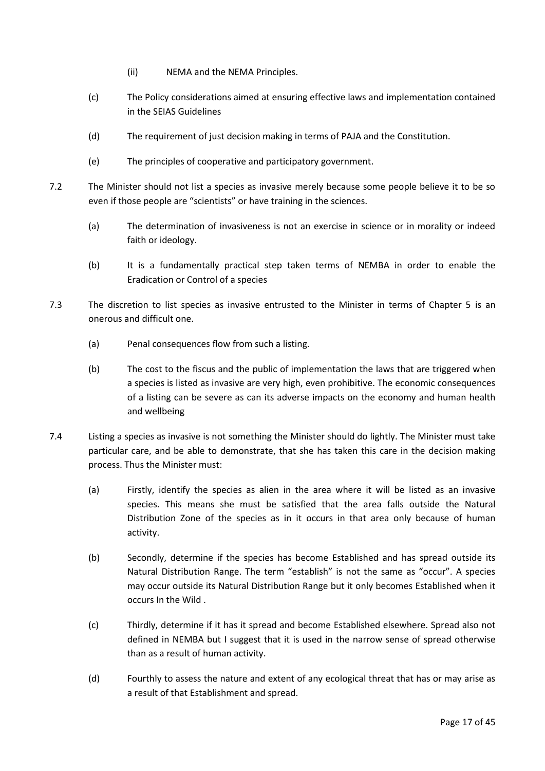(ii) NEMA and the NEMA Principles.

(c) The Policy considerations aimed at ensuring effective laws and implementation contained in the SEIAS Guidelines

(d) The requirement of just decision making in terms of PAJA and the Constitution.

(e) The principles of cooperative and participatory government.

7.2 The Minister should not list a species as invasive merely because some people believe it to be so even if those people are "scientists" or have training in the sciences.

(a) The determination of invasiveness is not an exercise in science or in morality or indeed faith or ideology.

(b) It is a fundamentally practical step taken terms of NEMBA in order to enable the Eradication or Control of a species

7.3 The discretion to list species as invasive entrusted to the Minister in terms of Chapter 5 is an onerous and difficult one.

(a) Penal consequences flow from such a listing.

(b) The cost to the fiscus and the public of implementation the laws that are triggered when a species is listed as invasive are very high, even prohibitive. The economic consequences of a listing can be severe as can its adverse impacts on the economy and human health and wellbeing

7.4 Listing a species as invasive is not something the Minister should do lightly. The Minister must take particular care, and be able to demonstrate, that she has taken this care in the decision making process. Thus the Minister must:

(a) Firstly, identify the species as alien in the area where it will be listed as an invasive species. This means she must be satisfied that the area falls outside the Natural Distribution Zone of the species as in it occurs in that area only because of human activity.

(b) Secondly, determine if the species has become Established and has spread outside its Natural Distribution Range. The term "establish" is not the same as "occur". A species may occur outside its Natural Distribution Range but it only becomes Established when it occurs In the Wild .

(c) Thirdly, determine if it has it spread and become Established elsewhere. Spread also not defined in NEMBA but I suggest that it is used in the narrow sense of spread otherwise than as a result of human activity.

(d) Fourthly to assess the nature and extent of any ecological threat that has or may arise as a result of that Establishment and spread.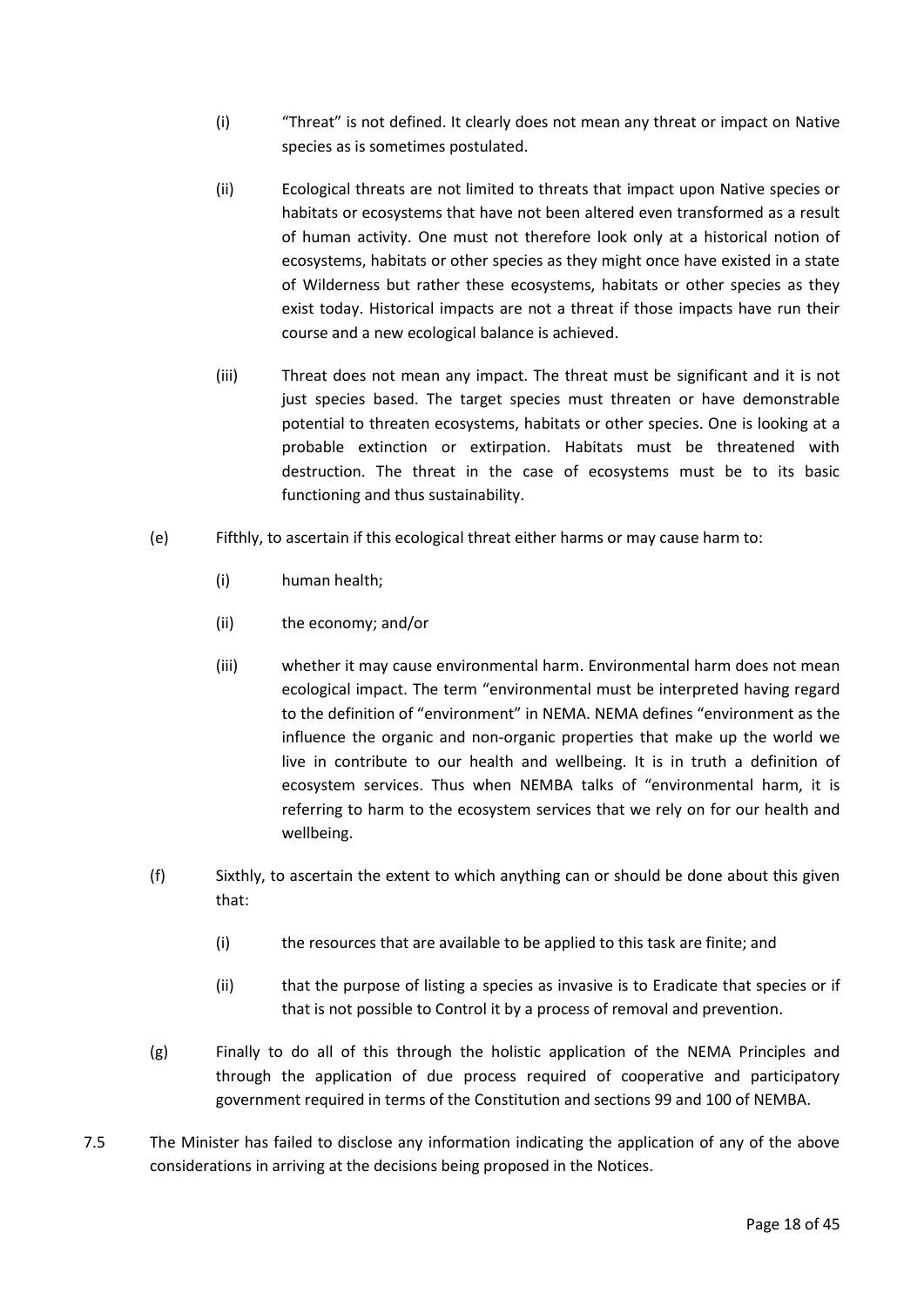(i) "Threat" is not defined. It clearly does not mean any threat or impact on Native species as is sometimes postulated.

(ii) Ecological threats are not limited to threats that impact upon Native species or habitats or ecosystems that have not been altered even transformed as a result of human activity. One must not therefore look only at a historical notion of ecosystems, habitats or other species as they might once have existed in a state of Wilderness but rather these ecosystems, habitats or other species as they exist today. Historical impacts are not a threat if those impacts have run their course and a new ecological balance is achieved.

(iii) Threat does not mean any impact. The threat must be significant and it is not just species based. The target species must threaten or have demonstrable potential to threaten ecosystems, habitats or other species. One is looking at a probable extinction or extirpation. Habitats must be threatened with destruction. The threat in the case of ecosystems must be to its basic functioning and thus sustainability.

(e) Fifthly, to ascertain if this ecological threat either harms or may cause harm to:

(i) human health;

(ii) the economy; and/or

(iii) whether it may cause environmental harm. Environmental harm does not mean ecological impact. The term "environmental must be interpreted having regard to the definition of "environment" in NEMA. NEMA defines "environment as the influence the organic and non-organic properties that make up the world we live in contribute to our health and wellbeing. It is in truth a definition of ecosystem services. Thus when NEMBA talks of "environmental harm, it is referring to harm to the ecosystem services that we rely on for our health and wellbeing.

(f) Sixthly, to ascertain the extent to which anything can or should be done about this given that:

(i) the resources that are available to be applied to this task are finite; and

(ii) that the purpose of listing a species as invasive is to Eradicate that species or if that is not possible to Control it by a process of removal and prevention.

(g) Finally to do all of this through the holistic application of the NEMA Principles and through the application of due process required of cooperative and participatory government required in terms of the Constitution and sections 99 and 100 of NEMBA.

7.5 The Minister has failed to disclose any information indicating the application of any of the above considerations in arriving at the decisions being proposed in the Notices.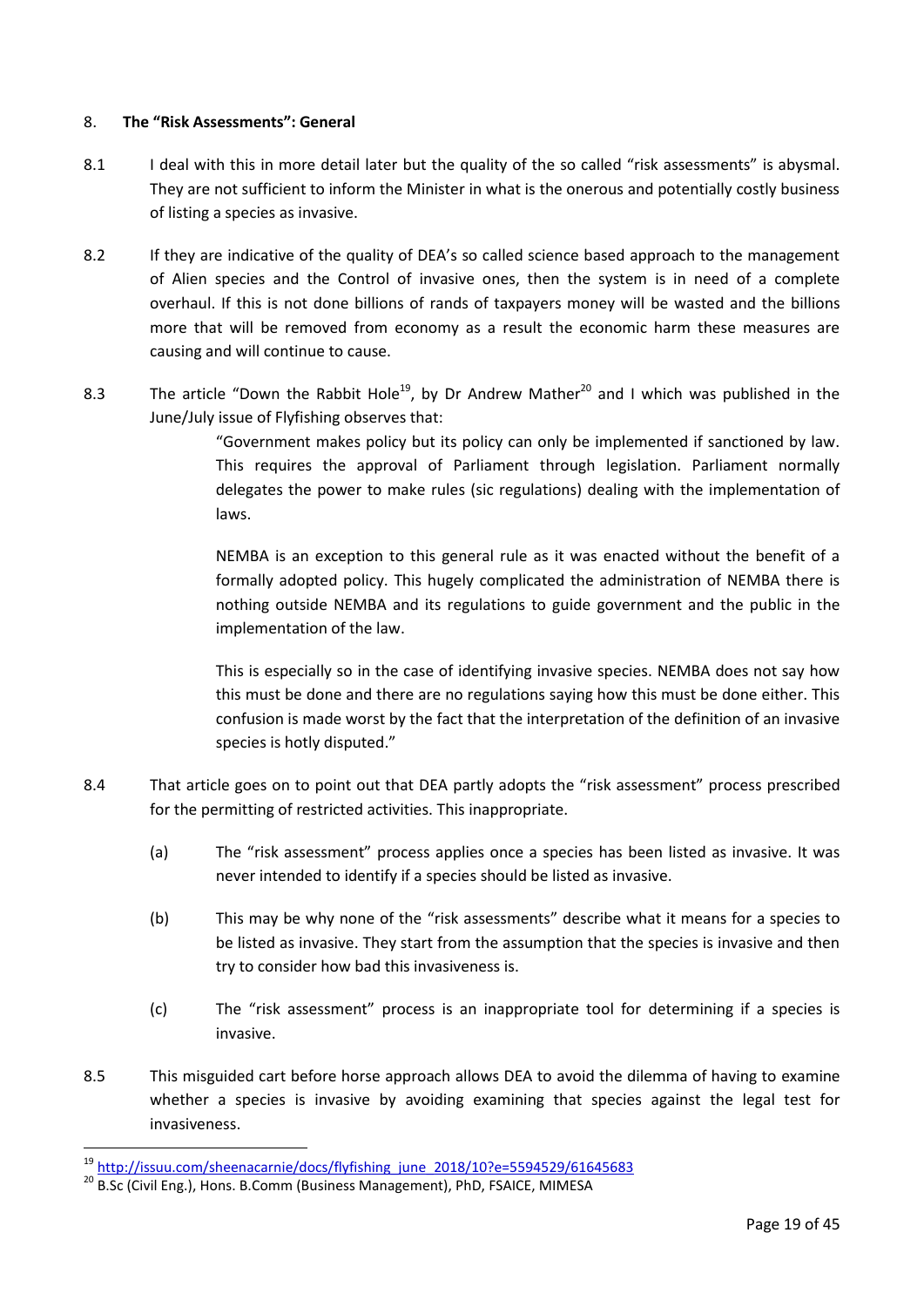## 8. The "Risk Assessments": General

8.1 I deal with this in more detail later but the quality of the so called "risk assessments" is abysmal. They are not sufficient to inform the Minister in what is the onerous and potentially costly business of listing a species as invasive.

8.2 If they are indicative of the quality of DEA's so called science based approach to the management of Alien species and the Control of invasive ones, then the system is in need of a complete overhaul. If this is not done billions of rands of taxpayers money will be wasted and the billions more that will be removed from economy as a result the economic harm these measures are causing and will continue to cause.

8.3 The article "Down the Rabbit Hole[19], by Dr Andrew Mather[20] and I which was published in the June/July issue of Flyfishing observes that:

> "Government makes policy but its policy can only be implemented if sanctioned by law. This requires the approval of Parliament through legislation. Parliament normally delegates the power to make rules (sic regulations) dealing with the implementation of laws.
>
> NEMBA is an exception to this general rule as it was enacted without the benefit of a formally adopted policy. This hugely complicated the administration of NEMBA there is nothing outside NEMBA and its regulations to guide government and the public in the implementation of the law.
>
> This is especially so in the case of identifying invasive species. NEMBA does not say how this must be done and there are no regulations saying how this must be done either. This confusion is made worst by the fact that the interpretation of the definition of an invasive species is hotly disputed."

8.4 That article goes on to point out that DEA partly adopts the "risk assessment" process prescribed for the permitting of restricted activities. This inappropriate.

(a) The "risk assessment" process applies once a species has been listed as invasive. It was never intended to identify if a species should be listed as invasive.

(b) This may be why none of the "risk assessments" describe what it means for a species to be listed as invasive. They start from the assumption that the species is invasive and then try to consider how bad this invasiveness is.

(c) The "risk assessment" process is an inappropriate tool for determining if a species is invasive.

8.5 This misguided cart before horse approach allows DEA to avoid the dilemma of having to examine whether a species is invasive by avoiding examining that species against the legal test for invasiveness.

---

[19] http://issuu.com/sheenacarnie/docs/flyfishing_june_2018/10?e=5594529/61645683

[20] B.Sc (Civil Eng.), Hons. B.Comm (Business Management), PhD, FSAICE, MIMESA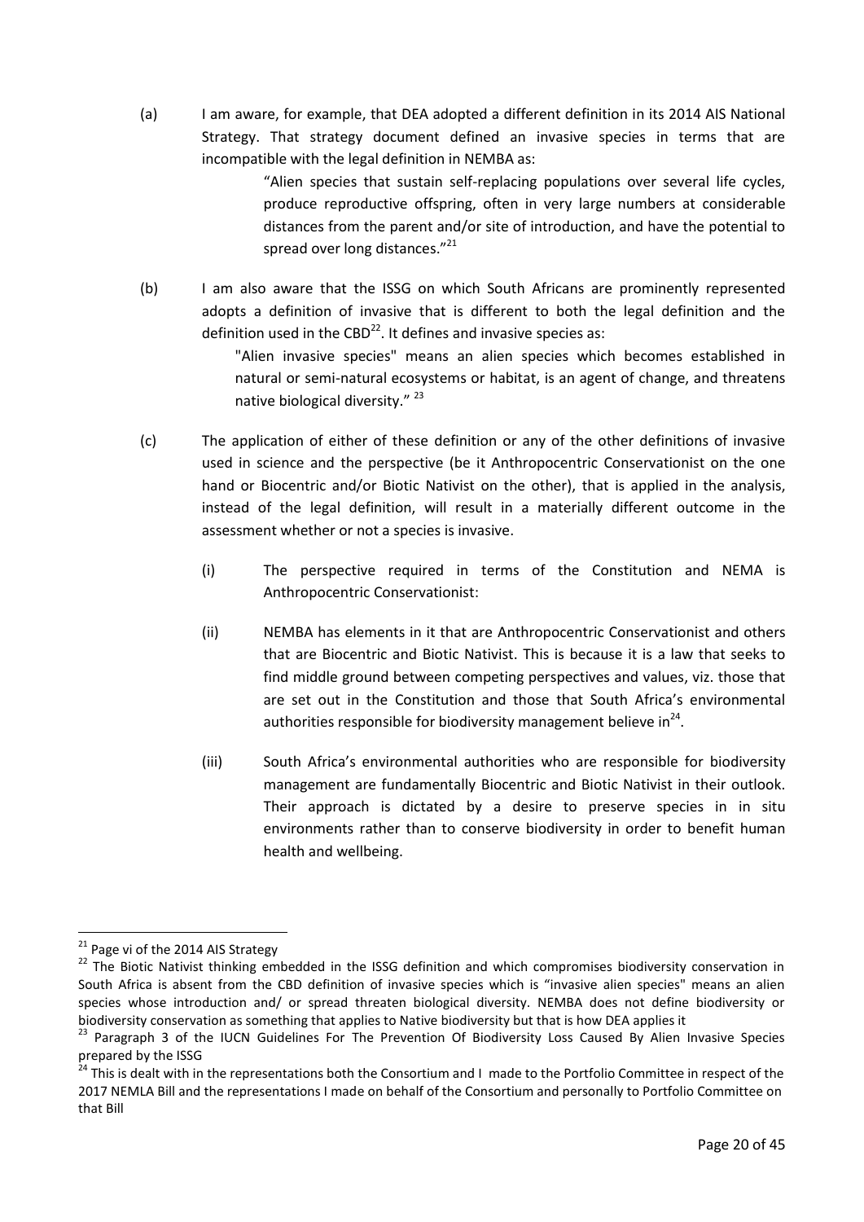(a) I am aware, for example, that DEA adopted a different definition in its 2014 AIS National Strategy. That strategy document defined an invasive species in terms that are incompatible with the legal definition in NEMBA as:

> "Alien species that sustain self-replacing populations over several life cycles, produce reproductive offspring, often in very large numbers at considerable distances from the parent and/or site of introduction, and have the potential to spread over long distances."[21]

(b) I am also aware that the ISSG on which South Africans are prominently represented adopts a definition of invasive that is different to both the legal definition and the definition used in the CBD[22]. It defines and invasive species as:

> "Alien invasive species" means an alien species which becomes established in natural or semi-natural ecosystems or habitat, is an agent of change, and threatens native biological diversity." [23]

(c) The application of either of these definition or any of the other definitions of invasive used in science and the perspective (be it Anthropocentric Conservationist on the one hand or Biocentric and/or Biotic Nativist on the other), that is applied in the analysis, instead of the legal definition, will result in a materially different outcome in the assessment whether or not a species is invasive.

   (i) The perspective required in terms of the Constitution and NEMA is Anthropocentric Conservationist:

   (ii) NEMBA has elements in it that are Anthropocentric Conservationist and others that are Biocentric and Biotic Nativist. This is because it is a law that seeks to find middle ground between competing perspectives and values, viz. those that are set out in the Constitution and those that South Africa's environmental authorities responsible for biodiversity management believe in[24].

   (iii) South Africa's environmental authorities who are responsible for biodiversity management are fundamentally Biocentric and Biotic Nativist in their outlook. Their approach is dictated by a desire to preserve species in in situ environments rather than to conserve biodiversity in order to benefit human health and wellbeing.

---

[21] Page vi of the 2014 AIS Strategy

[22] The Biotic Nativist thinking embedded in the ISSG definition and which compromises biodiversity conservation in South Africa is absent from the CBD definition of invasive species which is "invasive alien species" means an alien species whose introduction and/ or spread threaten biological diversity. NEMBA does not define biodiversity or biodiversity conservation as something that applies to Native biodiversity but that is how DEA applies it

[23] Paragraph 3 of the IUCN Guidelines For The Prevention Of Biodiversity Loss Caused By Alien Invasive Species prepared by the ISSG

[24] This is dealt with in the representations both the Consortium and I made to the Portfolio Committee in respect of the 2017 NEMLA Bill and the representations I made on behalf of the Consortium and personally to Portfolio Committee on that Bill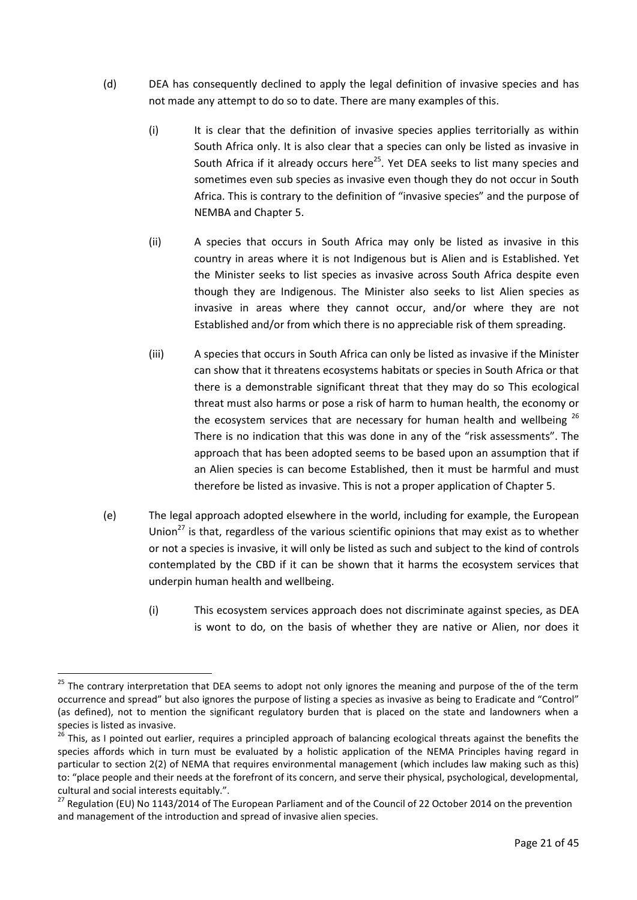(d) DEA has consequently declined to apply the legal definition of invasive species and has not made any attempt to do so to date. There are many examples of this.

 (i) It is clear that the definition of invasive species applies territorially as within South Africa only. It is also clear that a species can only be listed as invasive in South Africa if it already occurs here[25]. Yet DEA seeks to list many species and sometimes even sub species as invasive even though they do not occur in South Africa. This is contrary to the definition of "invasive species" and the purpose of NEMBA and Chapter 5.

 (ii) A species that occurs in South Africa may only be listed as invasive in this country in areas where it is not Indigenous but is Alien and is Established. Yet the Minister seeks to list species as invasive across South Africa despite even though they are Indigenous. The Minister also seeks to list Alien species as invasive in areas where they cannot occur, and/or where they are not Established and/or from which there is no appreciable risk of them spreading.

 (iii) A species that occurs in South Africa can only be listed as invasive if the Minister can show that it threatens ecosystems habitats or species in South Africa or that there is a demonstrable significant threat that they may do so This ecological threat must also harms or pose a risk of harm to human health, the economy or the ecosystem services that are necessary for human health and wellbeing [26] There is no indication that this was done in any of the "risk assessments". The approach that has been adopted seems to be based upon an assumption that if an Alien species is can become Established, then it must be harmful and must therefore be listed as invasive. This is not a proper application of Chapter 5.

(e) The legal approach adopted elsewhere in the world, including for example, the European Union[27] is that, regardless of the various scientific opinions that may exist as to whether or not a species is invasive, it will only be listed as such and subject to the kind of controls contemplated by the CBD if it can be shown that it harms the ecosystem services that underpin human health and wellbeing.

 (i) This ecosystem services approach does not discriminate against species, as DEA is wont to do, on the basis of whether they are native or Alien, nor does it

---

[25] The contrary interpretation that DEA seems to adopt not only ignores the meaning and purpose of the of the term occurrence and spread" but also ignores the purpose of listing a species as invasive as being to Eradicate and "Control" (as defined), not to mention the significant regulatory burden that is placed on the state and landowners when a species is listed as invasive.

[26] This, as I pointed out earlier, requires a principled approach of balancing ecological threats against the benefits the species affords which in turn must be evaluated by a holistic application of the NEMA Principles having regard in particular to section 2(2) of NEMA that requires environmental management (which includes law making such as this) to: "place people and their needs at the forefront of its concern, and serve their physical, psychological, developmental, cultural and social interests equitably.".

[27] Regulation (EU) No 1143/2014 of The European Parliament and of the Council of 22 October 2014 on the prevention and management of the introduction and spread of invasive alien species.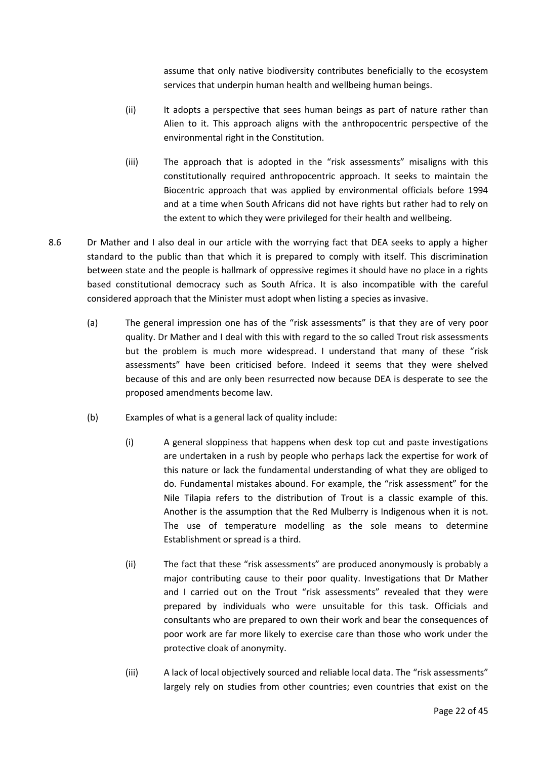assume that only native biodiversity contributes beneficially to the ecosystem services that underpin human health and wellbeing human beings.

(ii) It adopts a perspective that sees human beings as part of nature rather than Alien to it. This approach aligns with the anthropocentric perspective of the environmental right in the Constitution.

(iii) The approach that is adopted in the "risk assessments" misaligns with this constitutionally required anthropocentric approach. It seeks to maintain the Biocentric approach that was applied by environmental officials before 1994 and at a time when South Africans did not have rights but rather had to rely on the extent to which they were privileged for their health and wellbeing.

8.6 Dr Mather and I also deal in our article with the worrying fact that DEA seeks to apply a higher standard to the public than that which it is prepared to comply with itself. This discrimination between state and the people is hallmark of oppressive regimes it should have no place in a rights based constitutional democracy such as South Africa. It is also incompatible with the careful considered approach that the Minister must adopt when listing a species as invasive.

(a) The general impression one has of the "risk assessments" is that they are of very poor quality. Dr Mather and I deal with this with regard to the so called Trout risk assessments but the problem is much more widespread. I understand that many of these "risk assessments" have been criticised before. Indeed it seems that they were shelved because of this and are only been resurrected now because DEA is desperate to see the proposed amendments become law.

(b) Examples of what is a general lack of quality include:

(i) A general sloppiness that happens when desk top cut and paste investigations are undertaken in a rush by people who perhaps lack the expertise for work of this nature or lack the fundamental understanding of what they are obliged to do. Fundamental mistakes abound. For example, the "risk assessment" for the Nile Tilapia refers to the distribution of Trout is a classic example of this. Another is the assumption that the Red Mulberry is Indigenous when it is not. The use of temperature modelling as the sole means to determine Establishment or spread is a third.

(ii) The fact that these "risk assessments" are produced anonymously is probably a major contributing cause to their poor quality. Investigations that Dr Mather and I carried out on the Trout "risk assessments" revealed that they were prepared by individuals who were unsuitable for this task. Officials and consultants who are prepared to own their work and bear the consequences of poor work are far more likely to exercise care than those who work under the protective cloak of anonymity.

(iii) A lack of local objectively sourced and reliable local data. The "risk assessments" largely rely on studies from other countries; even countries that exist on the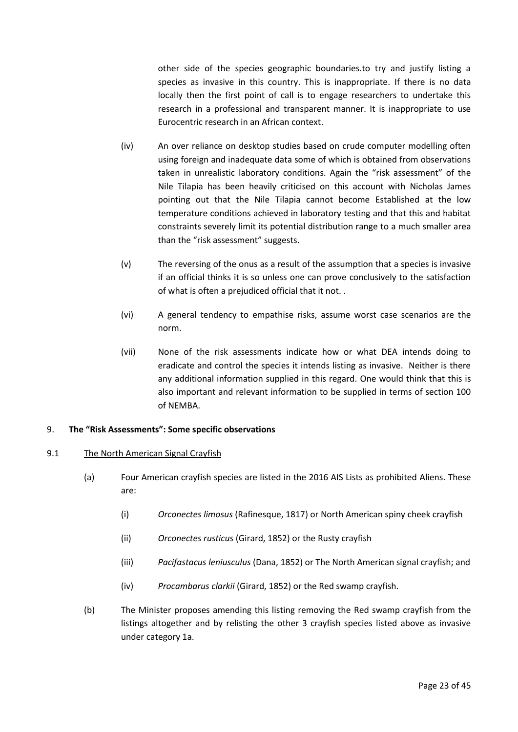other side of the species geographic boundaries.to try and justify listing a species as invasive in this country. This is inappropriate. If there is no data locally then the first point of call is to engage researchers to undertake this research in a professional and transparent manner. It is inappropriate to use Eurocentric research in an African context.

(iv) An over reliance on desktop studies based on crude computer modelling often using foreign and inadequate data some of which is obtained from observations taken in unrealistic laboratory conditions. Again the "risk assessment" of the Nile Tilapia has been heavily criticised on this account with Nicholas James pointing out that the Nile Tilapia cannot become Established at the low temperature conditions achieved in laboratory testing and that this and habitat constraints severely limit its potential distribution range to a much smaller area than the "risk assessment" suggests.

(v) The reversing of the onus as a result of the assumption that a species is invasive if an official thinks it is so unless one can prove conclusively to the satisfaction of what is often a prejudiced official that it not. .

(vi) A general tendency to empathise risks, assume worst case scenarios are the norm.

(vii) None of the risk assessments indicate how or what DEA intends doing to eradicate and control the species it intends listing as invasive. Neither is there any additional information supplied in this regard. One would think that this is also important and relevant information to be supplied in terms of section 100 of NEMBA.

## 9. **The "Risk Assessments": Some specific observations**

### 9.1 The North American Signal Crayfish

(a) Four American crayfish species are listed in the 2016 AIS Lists as prohibited Aliens. These are:

(i) *Orconectes limosus* (Rafinesque, 1817) or North American spiny cheek crayfish

(ii) *Orconectes rusticus* (Girard, 1852) or the Rusty crayfish

(iii) *Pacifastacus leniusculus* (Dana, 1852) or The North American signal crayfish; and

(iv) *Procambarus clarkii* (Girard, 1852) or the Red swamp crayfish.

(b) The Minister proposes amending this listing removing the Red swamp crayfish from the listings altogether and by relisting the other 3 crayfish species listed above as invasive under category 1a.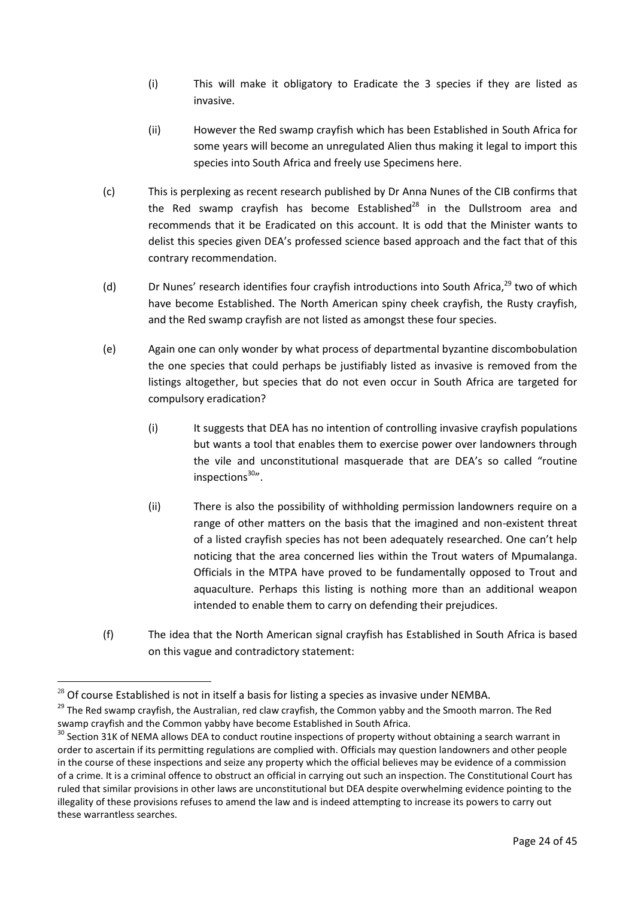(i) This will make it obligatory to Eradicate the 3 species if they are listed as invasive.

(ii) However the Red swamp crayfish which has been Established in South Africa for some years will become an unregulated Alien thus making it legal to import this species into South Africa and freely use Specimens here.

(c) This is perplexing as recent research published by Dr Anna Nunes of the CIB confirms that the Red swamp crayfish has become Established[28] in the Dullstroom area and recommends that it be Eradicated on this account. It is odd that the Minister wants to delist this species given DEA's professed science based approach and the fact that of this contrary recommendation.

(d) Dr Nunes' research identifies four crayfish introductions into South Africa,[29] two of which have become Established. The North American spiny cheek crayfish, the Rusty crayfish, and the Red swamp crayfish are not listed as amongst these four species.

(e) Again one can only wonder by what process of departmental byzantine discombobulation the one species that could perhaps be justifiably listed as invasive is removed from the listings altogether, but species that do not even occur in South Africa are targeted for compulsory eradication?

(i) It suggests that DEA has no intention of controlling invasive crayfish populations but wants a tool that enables them to exercise power over landowners through the vile and unconstitutional masquerade that are DEA's so called "routine inspections[30]".

(ii) There is also the possibility of withholding permission landowners require on a range of other matters on the basis that the imagined and non-existent threat of a listed crayfish species has not been adequately researched. One can't help noticing that the area concerned lies within the Trout waters of Mpumalanga. Officials in the MTPA have proved to be fundamentally opposed to Trout and aquaculture. Perhaps this listing is nothing more than an additional weapon intended to enable them to carry on defending their prejudices.

(f) The idea that the North American signal crayfish has Established in South Africa is based on this vague and contradictory statement:

---

[28] Of course Established is not in itself a basis for listing a species as invasive under NEMBA.

[29] The Red swamp crayfish, the Australian, red claw crayfish, the Common yabby and the Smooth marron. The Red swamp crayfish and the Common yabby have become Established in South Africa.

[30] Section 31K of NEMA allows DEA to conduct routine inspections of property without obtaining a search warrant in order to ascertain if its permitting regulations are complied with. Officials may question landowners and other people in the course of these inspections and seize any property which the official believes may be evidence of a commission of a crime. It is a criminal offence to obstruct an official in carrying out such an inspection. The Constitutional Court has ruled that similar provisions in other laws are unconstitutional but DEA despite overwhelming evidence pointing to the illegality of these provisions refuses to amend the law and is indeed attempting to increase its powers to carry out these warrantless searches.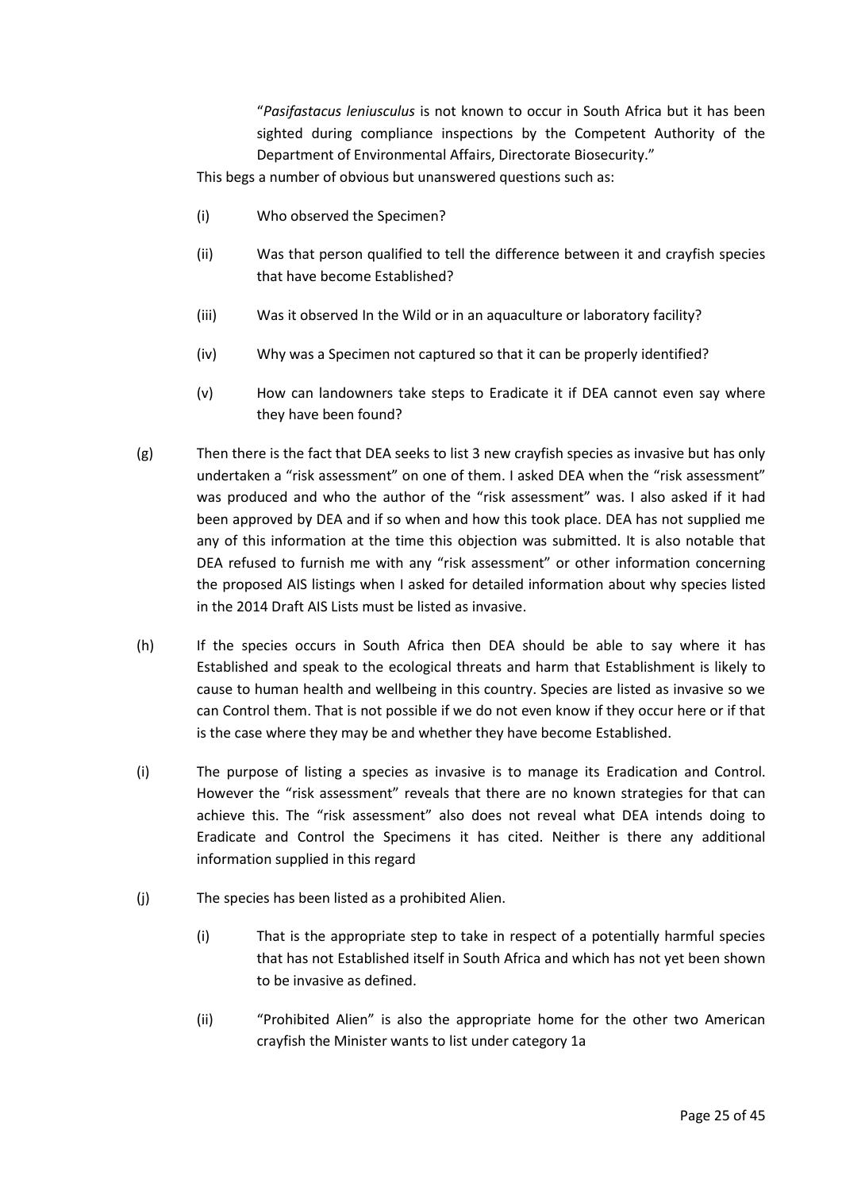> "*Pasifastacus leniusculus* is not known to occur in South Africa but it has been sighted during compliance inspections by the Competent Authority of the Department of Environmental Affairs, Directorate Biosecurity."

This begs a number of obvious but unanswered questions such as:

(i) Who observed the Specimen?

(ii) Was that person qualified to tell the difference between it and crayfish species that have become Established?

(iii) Was it observed In the Wild or in an aquaculture or laboratory facility?

(iv) Why was a Specimen not captured so that it can be properly identified?

(v) How can landowners take steps to Eradicate it if DEA cannot even say where they have been found?

(g) Then there is the fact that DEA seeks to list 3 new crayfish species as invasive but has only undertaken a "risk assessment" on one of them. I asked DEA when the "risk assessment" was produced and who the author of the "risk assessment" was. I also asked if it had been approved by DEA and if so when and how this took place. DEA has not supplied me any of this information at the time this objection was submitted. It is also notable that DEA refused to furnish me with any "risk assessment" or other information concerning the proposed AIS listings when I asked for detailed information about why species listed in the 2014 Draft AIS Lists must be listed as invasive.

(h) If the species occurs in South Africa then DEA should be able to say where it has Established and speak to the ecological threats and harm that Establishment is likely to cause to human health and wellbeing in this country. Species are listed as invasive so we can Control them. That is not possible if we do not even know if they occur here or if that is the case where they may be and whether they have become Established.

(i) The purpose of listing a species as invasive is to manage its Eradication and Control. However the "risk assessment" reveals that there are no known strategies for that can achieve this. The "risk assessment" also does not reveal what DEA intends doing to Eradicate and Control the Specimens it has cited. Neither is there any additional information supplied in this regard

(j) The species has been listed as a prohibited Alien.

(i) That is the appropriate step to take in respect of a potentially harmful species that has not Established itself in South Africa and which has not yet been shown to be invasive as defined.

(ii) "Prohibited Alien" is also the appropriate home for the other two American crayfish the Minister wants to list under category 1a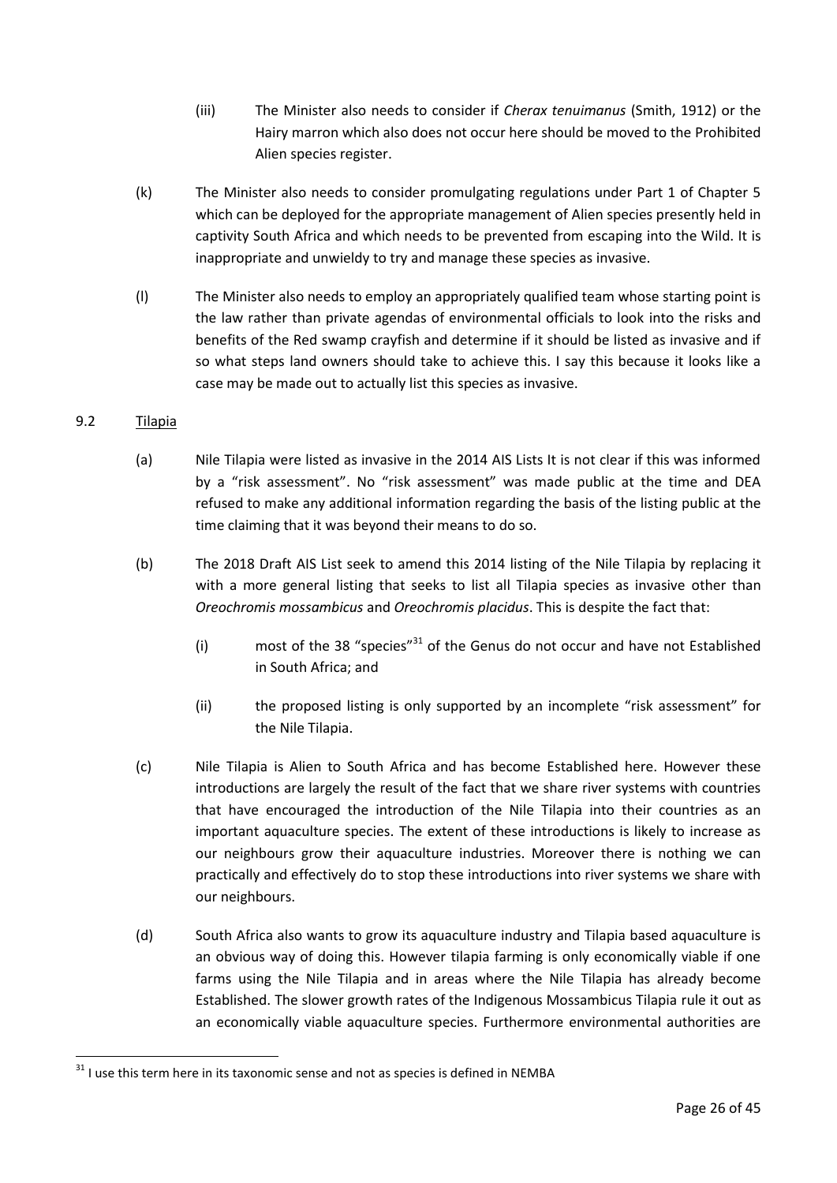(iii) The Minister also needs to consider if *Cherax tenuimanus* (Smith, 1912) or the Hairy marron which also does not occur here should be moved to the Prohibited Alien species register.

(k) The Minister also needs to consider promulgating regulations under Part 1 of Chapter 5 which can be deployed for the appropriate management of Alien species presently held in captivity South Africa and which needs to be prevented from escaping into the Wild. It is inappropriate and unwieldy to try and manage these species as invasive.

(l) The Minister also needs to employ an appropriately qualified team whose starting point is the law rather than private agendas of environmental officials to look into the risks and benefits of the Red swamp crayfish and determine if it should be listed as invasive and if so what steps land owners should take to achieve this. I say this because it looks like a case may be made out to actually list this species as invasive.

9.2 <u>Tilapia</u>

(a) Nile Tilapia were listed as invasive in the 2014 AIS Lists It is not clear if this was informed by a "risk assessment". No "risk assessment" was made public at the time and DEA refused to make any additional information regarding the basis of the listing public at the time claiming that it was beyond their means to do so.

(b) The 2018 Draft AIS List seek to amend this 2014 listing of the Nile Tilapia by replacing it with a more general listing that seeks to list all Tilapia species as invasive other than *Oreochromis mossambicus* and *Oreochromis placidus*. This is despite the fact that:

(i) most of the 38 "species"[31] of the Genus do not occur and have not Established in South Africa; and

(ii) the proposed listing is only supported by an incomplete "risk assessment" for the Nile Tilapia.

(c) Nile Tilapia is Alien to South Africa and has become Established here. However these introductions are largely the result of the fact that we share river systems with countries that have encouraged the introduction of the Nile Tilapia into their countries as an important aquaculture species. The extent of these introductions is likely to increase as our neighbours grow their aquaculture industries. Moreover there is nothing we can practically and effectively do to stop these introductions into river systems we share with our neighbours.

(d) South Africa also wants to grow its aquaculture industry and Tilapia based aquaculture is an obvious way of doing this. However tilapia farming is only economically viable if one farms using the Nile Tilapia and in areas where the Nile Tilapia has already become Established. The slower growth rates of the Indigenous Mossambicus Tilapia rule it out as an economically viable aquaculture species. Furthermore environmental authorities are

---

[31] I use this term here in its taxonomic sense and not as species is defined in NEMBA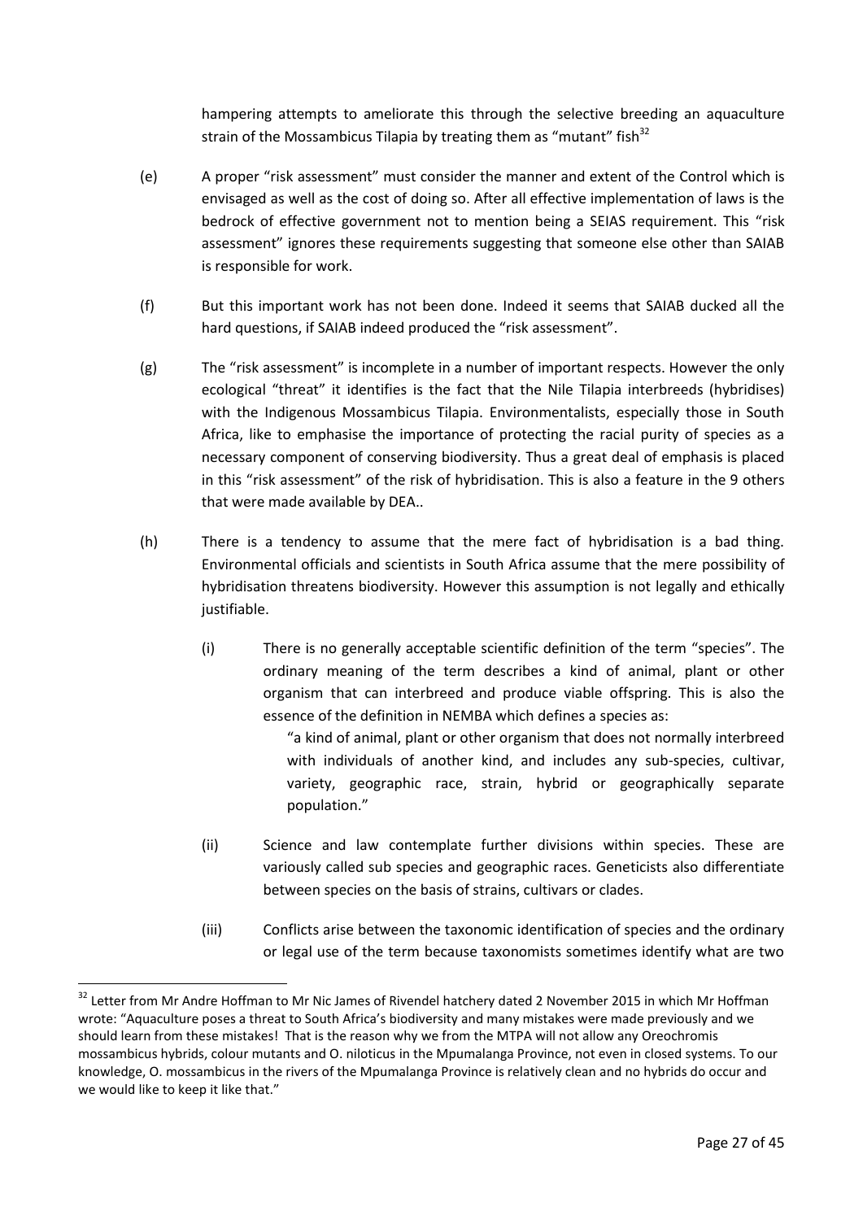hampering attempts to ameliorate this through the selective breeding an aquaculture strain of the Mossambicus Tilapia by treating them as "mutant" fish[32]

(e) A proper "risk assessment" must consider the manner and extent of the Control which is envisaged as well as the cost of doing so. After all effective implementation of laws is the bedrock of effective government not to mention being a SEIAS requirement. This "risk assessment" ignores these requirements suggesting that someone else other than SAIAB is responsible for work.

(f) But this important work has not been done. Indeed it seems that SAIAB ducked all the hard questions, if SAIAB indeed produced the "risk assessment".

(g) The "risk assessment" is incomplete in a number of important respects. However the only ecological "threat" it identifies is the fact that the Nile Tilapia interbreeds (hybridises) with the Indigenous Mossambicus Tilapia. Environmentalists, especially those in South Africa, like to emphasise the importance of protecting the racial purity of species as a necessary component of conserving biodiversity. Thus a great deal of emphasis is placed in this "risk assessment" of the risk of hybridisation. This is also a feature in the 9 others that were made available by DEA..

(h) There is a tendency to assume that the mere fact of hybridisation is a bad thing. Environmental officials and scientists in South Africa assume that the mere possibility of hybridisation threatens biodiversity. However this assumption is not legally and ethically justifiable.

   (i) There is no generally acceptable scientific definition of the term "species". The ordinary meaning of the term describes a kind of animal, plant or other organism that can interbreed and produce viable offspring. This is also the essence of the definition in NEMBA which defines a species as:

      "a kind of animal, plant or other organism that does not normally interbreed with individuals of another kind, and includes any sub-species, cultivar, variety, geographic race, strain, hybrid or geographically separate population."

   (ii) Science and law contemplate further divisions within species. These are variously called sub species and geographic races. Geneticists also differentiate between species on the basis of strains, cultivars or clades.

   (iii) Conflicts arise between the taxonomic identification of species and the ordinary or legal use of the term because taxonomists sometimes identify what are two

---

[32] Letter from Mr Andre Hoffman to Mr Nic James of Rivendel hatchery dated 2 November 2015 in which Mr Hoffman wrote: "Aquaculture poses a threat to South Africa's biodiversity and many mistakes were made previously and we should learn from these mistakes! That is the reason why we from the MTPA will not allow any Oreochromis mossambicus hybrids, colour mutants and O. niloticus in the Mpumalanga Province, not even in closed systems. To our knowledge, O. mossambicus in the rivers of the Mpumalanga Province is relatively clean and no hybrids do occur and we would like to keep it like that."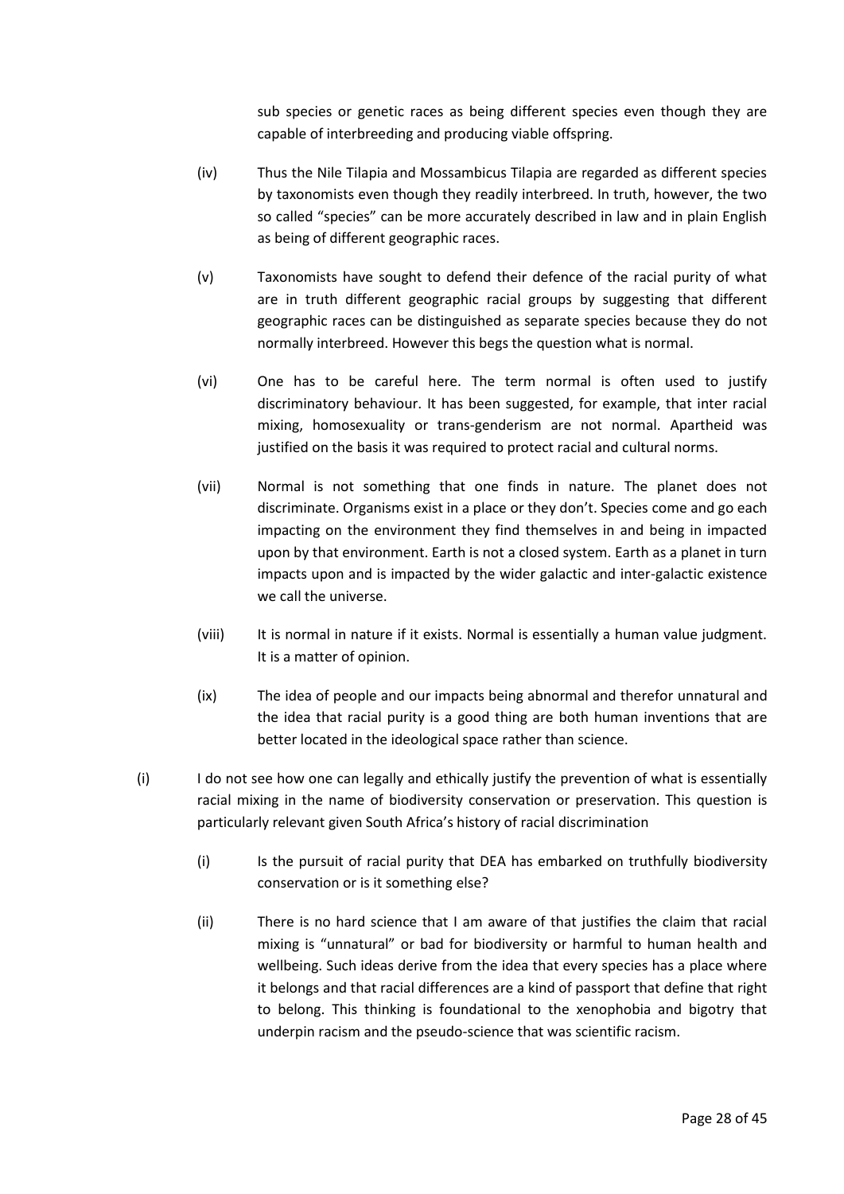sub species or genetic races as being different species even though they are capable of interbreeding and producing viable offspring.

(iv) Thus the Nile Tilapia and Mossambicus Tilapia are regarded as different species by taxonomists even though they readily interbreed. In truth, however, the two so called "species" can be more accurately described in law and in plain English as being of different geographic races.

(v) Taxonomists have sought to defend their defence of the racial purity of what are in truth different geographic racial groups by suggesting that different geographic races can be distinguished as separate species because they do not normally interbreed. However this begs the question what is normal.

(vi) One has to be careful here. The term normal is often used to justify discriminatory behaviour. It has been suggested, for example, that inter racial mixing, homosexuality or trans-genderism are not normal. Apartheid was justified on the basis it was required to protect racial and cultural norms.

(vii) Normal is not something that one finds in nature. The planet does not discriminate. Organisms exist in a place or they don't. Species come and go each impacting on the environment they find themselves in and being in impacted upon by that environment. Earth is not a closed system. Earth as a planet in turn impacts upon and is impacted by the wider galactic and inter-galactic existence we call the universe.

(viii) It is normal in nature if it exists. Normal is essentially a human value judgment. It is a matter of opinion.

(ix) The idea of people and our impacts being abnormal and therefor unnatural and the idea that racial purity is a good thing are both human inventions that are better located in the ideological space rather than science.

(i) I do not see how one can legally and ethically justify the prevention of what is essentially racial mixing in the name of biodiversity conservation or preservation. This question is particularly relevant given South Africa's history of racial discrimination

(i) Is the pursuit of racial purity that DEA has embarked on truthfully biodiversity conservation or is it something else?

(ii) There is no hard science that I am aware of that justifies the claim that racial mixing is "unnatural" or bad for biodiversity or harmful to human health and wellbeing. Such ideas derive from the idea that every species has a place where it belongs and that racial differences are a kind of passport that define that right to belong. This thinking is foundational to the xenophobia and bigotry that underpin racism and the pseudo-science that was scientific racism.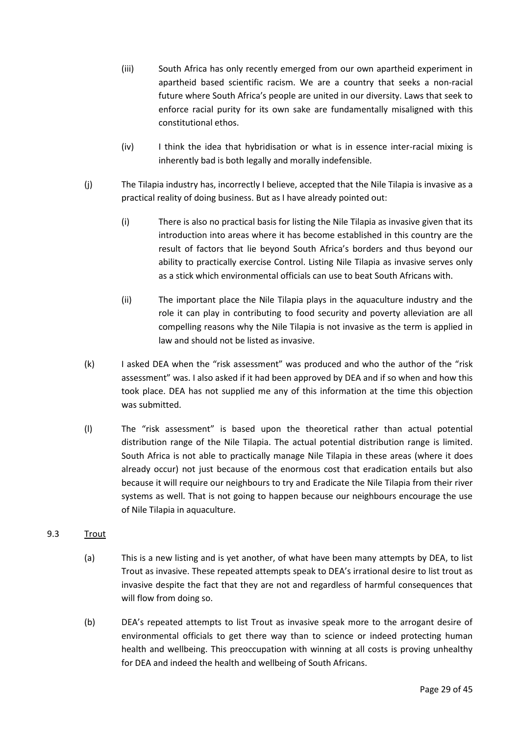(iii) South Africa has only recently emerged from our own apartheid experiment in apartheid based scientific racism. We are a country that seeks a non-racial future where South Africa's people are united in our diversity. Laws that seek to enforce racial purity for its own sake are fundamentally misaligned with this constitutional ethos.

(iv) I think the idea that hybridisation or what is in essence inter-racial mixing is inherently bad is both legally and morally indefensible.

(j) The Tilapia industry has, incorrectly I believe, accepted that the Nile Tilapia is invasive as a practical reality of doing business. But as I have already pointed out:

(i) There is also no practical basis for listing the Nile Tilapia as invasive given that its introduction into areas where it has become established in this country are the result of factors that lie beyond South Africa's borders and thus beyond our ability to practically exercise Control. Listing Nile Tilapia as invasive serves only as a stick which environmental officials can use to beat South Africans with.

(ii) The important place the Nile Tilapia plays in the aquaculture industry and the role it can play in contributing to food security and poverty alleviation are all compelling reasons why the Nile Tilapia is not invasive as the term is applied in law and should not be listed as invasive.

(k) I asked DEA when the "risk assessment" was produced and who the author of the "risk assessment" was. I also asked if it had been approved by DEA and if so when and how this took place. DEA has not supplied me any of this information at the time this objection was submitted.

(l) The "risk assessment" is based upon the theoretical rather than actual potential distribution range of the Nile Tilapia. The actual potential distribution range is limited. South Africa is not able to practically manage Nile Tilapia in these areas (where it does already occur) not just because of the enormous cost that eradication entails but also because it will require our neighbours to try and Eradicate the Nile Tilapia from their river systems as well. That is not going to happen because our neighbours encourage the use of Nile Tilapia in aquaculture.

9.3 Trout

(a) This is a new listing and is yet another, of what have been many attempts by DEA, to list Trout as invasive. These repeated attempts speak to DEA's irrational desire to list trout as invasive despite the fact that they are not and regardless of harmful consequences that will flow from doing so.

(b) DEA's repeated attempts to list Trout as invasive speak more to the arrogant desire of environmental officials to get there way than to science or indeed protecting human health and wellbeing. This preoccupation with winning at all costs is proving unhealthy for DEA and indeed the health and wellbeing of South Africans.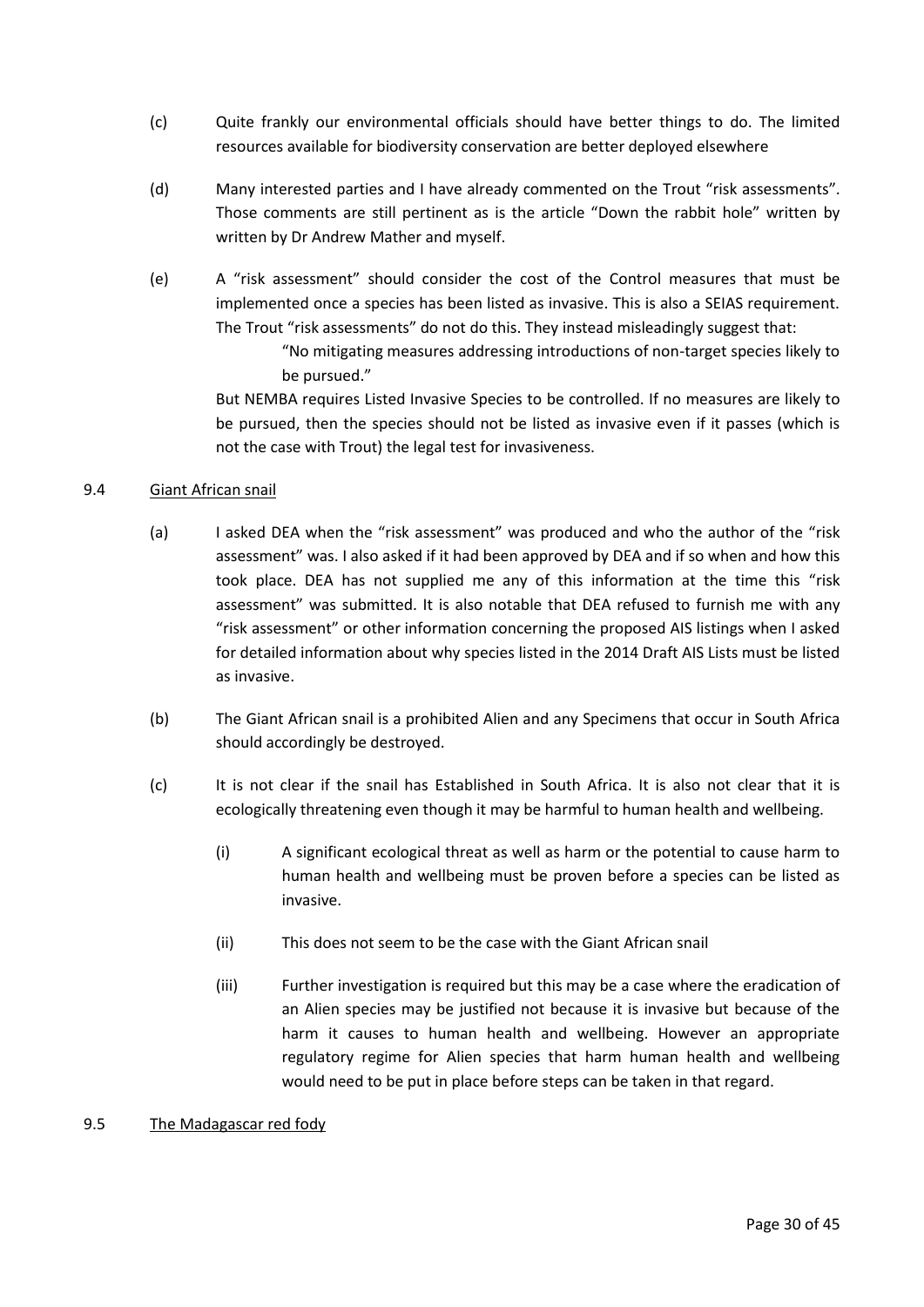(c) Quite frankly our environmental officials should have better things to do. The limited resources available for biodiversity conservation are better deployed elsewhere

(d) Many interested parties and I have already commented on the Trout "risk assessments". Those comments are still pertinent as is the article "Down the rabbit hole" written by written by Dr Andrew Mather and myself.

(e) A "risk assessment" should consider the cost of the Control measures that must be implemented once a species has been listed as invasive. This is also a SEIAS requirement. The Trout "risk assessments" do not do this. They instead misleadingly suggest that:

> "No mitigating measures addressing introductions of non-target species likely to be pursued."

But NEMBA requires Listed Invasive Species to be controlled. If no measures are likely to be pursued, then the species should not be listed as invasive even if it passes (which is not the case with Trout) the legal test for invasiveness.

9.4 <u>Giant African snail</u>

(a) I asked DEA when the "risk assessment" was produced and who the author of the "risk assessment" was. I also asked if it had been approved by DEA and if so when and how this took place. DEA has not supplied me any of this information at the time this "risk assessment" was submitted. It is also notable that DEA refused to furnish me with any "risk assessment" or other information concerning the proposed AIS listings when I asked for detailed information about why species listed in the 2014 Draft AIS Lists must be listed as invasive.

(b) The Giant African snail is a prohibited Alien and any Specimens that occur in South Africa should accordingly be destroyed.

(c) It is not clear if the snail has Established in South Africa. It is also not clear that it is ecologically threatening even though it may be harmful to human health and wellbeing.

(i) A significant ecological threat as well as harm or the potential to cause harm to human health and wellbeing must be proven before a species can be listed as invasive.

(ii) This does not seem to be the case with the Giant African snail

(iii) Further investigation is required but this may be a case where the eradication of an Alien species may be justified not because it is invasive but because of the harm it causes to human health and wellbeing. However an appropriate regulatory regime for Alien species that harm human health and wellbeing would need to be put in place before steps can be taken in that regard.

9.5 <u>The Madagascar red fody</u>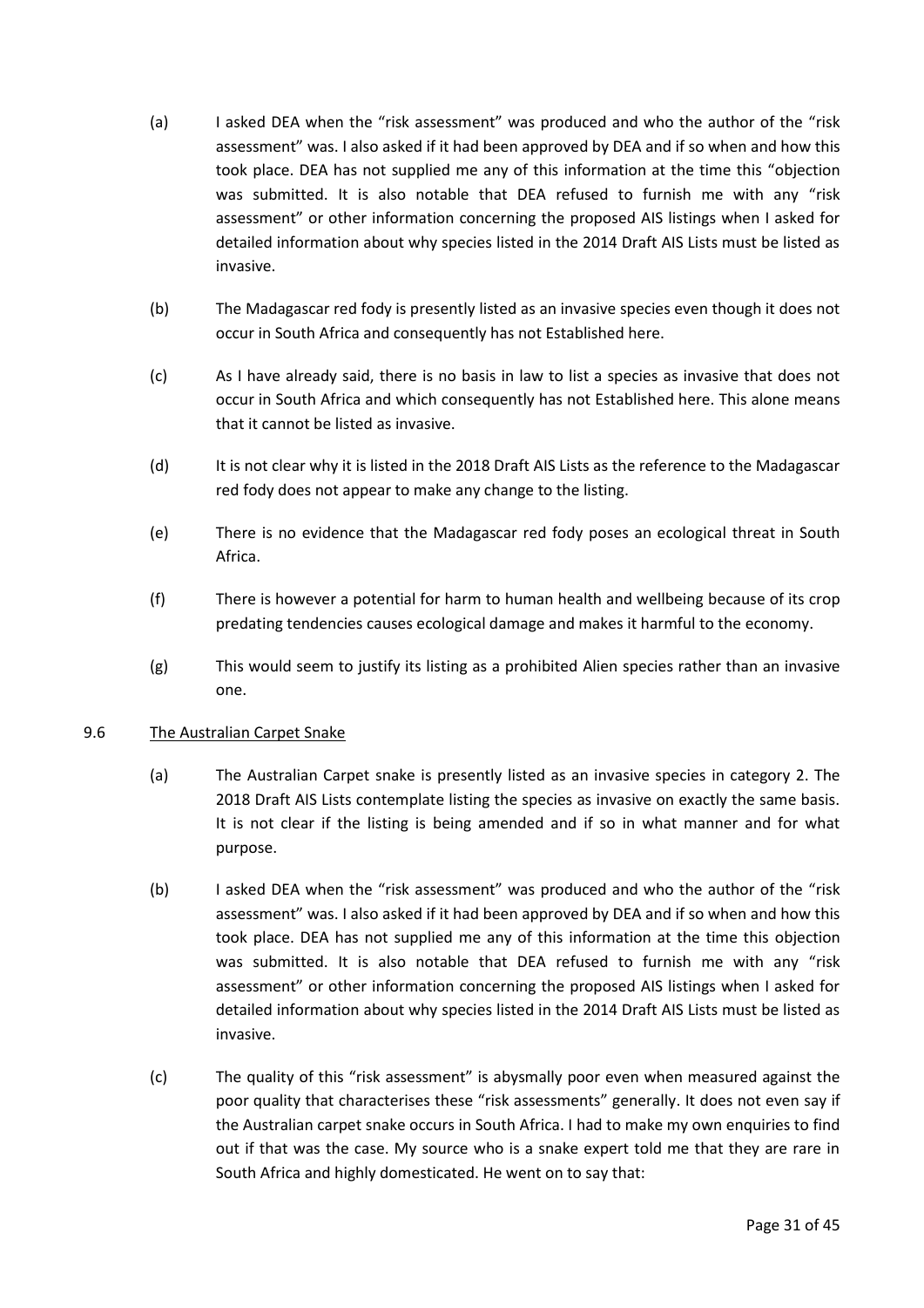(a) I asked DEA when the "risk assessment" was produced and who the author of the "risk assessment" was. I also asked if it had been approved by DEA and if so when and how this took place. DEA has not supplied me any of this information at the time this "objection was submitted. It is also notable that DEA refused to furnish me with any "risk assessment" or other information concerning the proposed AIS listings when I asked for detailed information about why species listed in the 2014 Draft AIS Lists must be listed as invasive.

(b) The Madagascar red fody is presently listed as an invasive species even though it does not occur in South Africa and consequently has not Established here.

(c) As I have already said, there is no basis in law to list a species as invasive that does not occur in South Africa and which consequently has not Established here. This alone means that it cannot be listed as invasive.

(d) It is not clear why it is listed in the 2018 Draft AIS Lists as the reference to the Madagascar red fody does not appear to make any change to the listing.

(e) There is no evidence that the Madagascar red fody poses an ecological threat in South Africa.

(f) There is however a potential for harm to human health and wellbeing because of its crop predating tendencies causes ecological damage and makes it harmful to the economy.

(g) This would seem to justify its listing as a prohibited Alien species rather than an invasive one.

9.6 <u>The Australian Carpet Snake</u>

(a) The Australian Carpet snake is presently listed as an invasive species in category 2. The 2018 Draft AIS Lists contemplate listing the species as invasive on exactly the same basis. It is not clear if the listing is being amended and if so in what manner and for what purpose.

(b) I asked DEA when the "risk assessment" was produced and who the author of the "risk assessment" was. I also asked if it had been approved by DEA and if so when and how this took place. DEA has not supplied me any of this information at the time this objection was submitted. It is also notable that DEA refused to furnish me with any "risk assessment" or other information concerning the proposed AIS listings when I asked for detailed information about why species listed in the 2014 Draft AIS Lists must be listed as invasive.

(c) The quality of this "risk assessment" is abysmally poor even when measured against the poor quality that characterises these "risk assessments" generally. It does not even say if the Australian carpet snake occurs in South Africa. I had to make my own enquiries to find out if that was the case. My source who is a snake expert told me that they are rare in South Africa and highly domesticated. He went on to say that: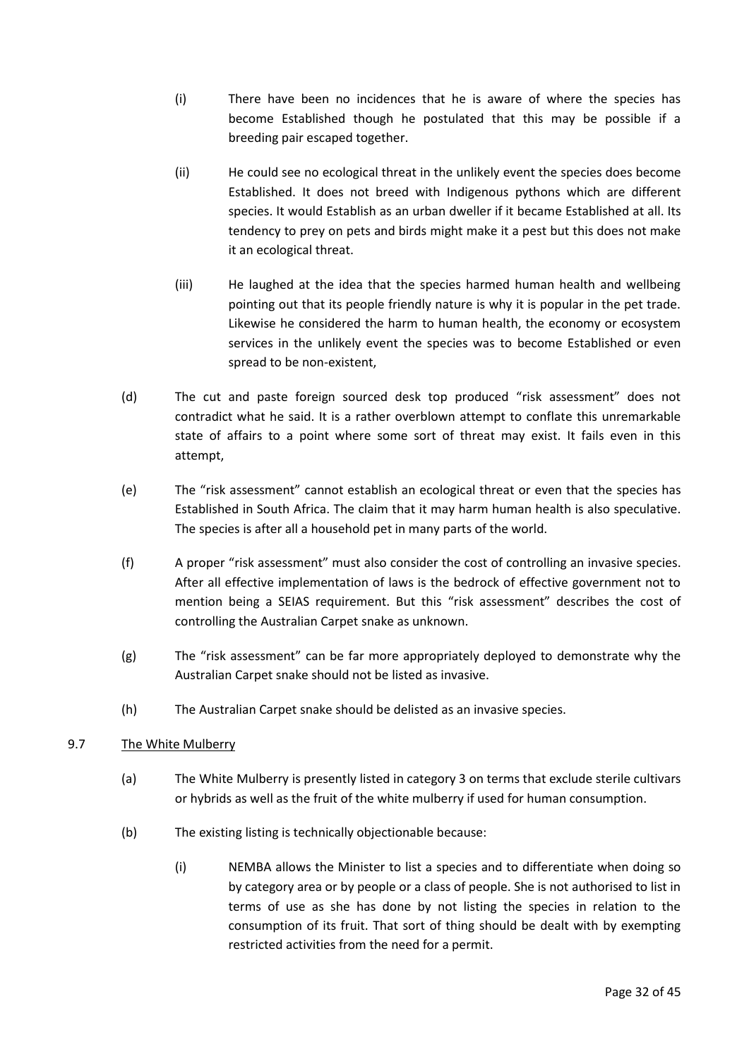(i) There have been no incidences that he is aware of where the species has become Established though he postulated that this may be possible if a breeding pair escaped together.

(ii) He could see no ecological threat in the unlikely event the species does become Established. It does not breed with Indigenous pythons which are different species. It would Establish as an urban dweller if it became Established at all. Its tendency to prey on pets and birds might make it a pest but this does not make it an ecological threat.

(iii) He laughed at the idea that the species harmed human health and wellbeing pointing out that its people friendly nature is why it is popular in the pet trade. Likewise he considered the harm to human health, the economy or ecosystem services in the unlikely event the species was to become Established or even spread to be non-existent,

(d) The cut and paste foreign sourced desk top produced "risk assessment" does not contradict what he said. It is a rather overblown attempt to conflate this unremarkable state of affairs to a point where some sort of threat may exist. It fails even in this attempt,

(e) The "risk assessment" cannot establish an ecological threat or even that the species has Established in South Africa. The claim that it may harm human health is also speculative. The species is after all a household pet in many parts of the world.

(f) A proper "risk assessment" must also consider the cost of controlling an invasive species. After all effective implementation of laws is the bedrock of effective government not to mention being a SEIAS requirement. But this "risk assessment" describes the cost of controlling the Australian Carpet snake as unknown.

(g) The "risk assessment" can be far more appropriately deployed to demonstrate why the Australian Carpet snake should not be listed as invasive.

(h) The Australian Carpet snake should be delisted as an invasive species.

9.7 The White Mulberry

(a) The White Mulberry is presently listed in category 3 on terms that exclude sterile cultivars or hybrids as well as the fruit of the white mulberry if used for human consumption.

(b) The existing listing is technically objectionable because:

(i) NEMBA allows the Minister to list a species and to differentiate when doing so by category area or by people or a class of people. She is not authorised to list in terms of use as she has done by not listing the species in relation to the consumption of its fruit. That sort of thing should be dealt with by exempting restricted activities from the need for a permit.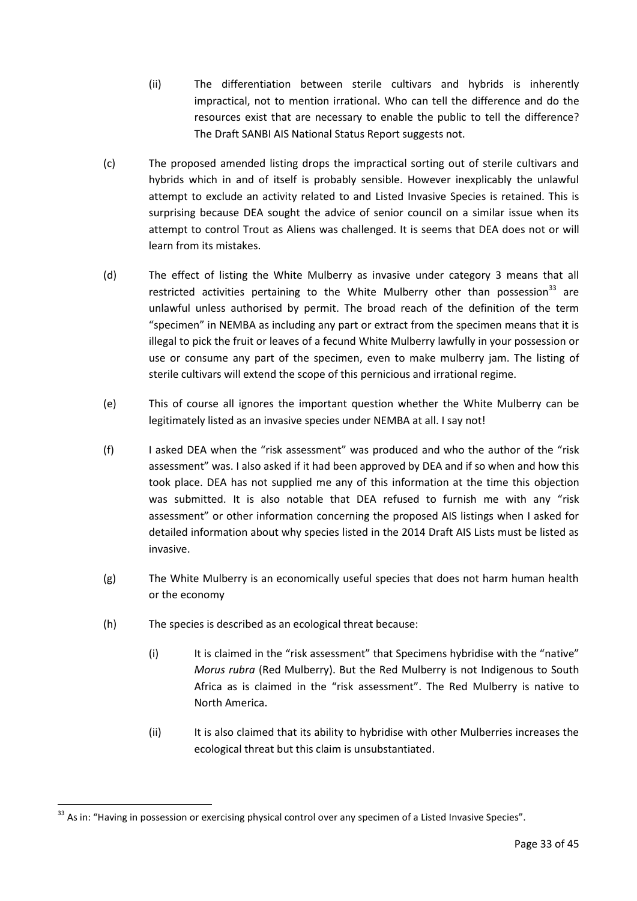(ii) The differentiation between sterile cultivars and hybrids is inherently impractical, not to mention irrational. Who can tell the difference and do the resources exist that are necessary to enable the public to tell the difference? The Draft SANBI AIS National Status Report suggests not.

(c) The proposed amended listing drops the impractical sorting out of sterile cultivars and hybrids which in and of itself is probably sensible. However inexplicably the unlawful attempt to exclude an activity related to and Listed Invasive Species is retained. This is surprising because DEA sought the advice of senior council on a similar issue when its attempt to control Trout as Aliens was challenged. It is seems that DEA does not or will learn from its mistakes.

(d) The effect of listing the White Mulberry as invasive under category 3 means that all restricted activities pertaining to the White Mulberry other than possession[33] are unlawful unless authorised by permit. The broad reach of the definition of the term "specimen" in NEMBA as including any part or extract from the specimen means that it is illegal to pick the fruit or leaves of a fecund White Mulberry lawfully in your possession or use or consume any part of the specimen, even to make mulberry jam. The listing of sterile cultivars will extend the scope of this pernicious and irrational regime.

(e) This of course all ignores the important question whether the White Mulberry can be legitimately listed as an invasive species under NEMBA at all. I say not!

(f) I asked DEA when the "risk assessment" was produced and who the author of the "risk assessment" was. I also asked if it had been approved by DEA and if so when and how this took place. DEA has not supplied me any of this information at the time this objection was submitted. It is also notable that DEA refused to furnish me with any "risk assessment" or other information concerning the proposed AIS listings when I asked for detailed information about why species listed in the 2014 Draft AIS Lists must be listed as invasive.

(g) The White Mulberry is an economically useful species that does not harm human health or the economy

(h) The species is described as an ecological threat because:

(i) It is claimed in the "risk assessment" that Specimens hybridise with the "native" *Morus rubra* (Red Mulberry). But the Red Mulberry is not Indigenous to South Africa as is claimed in the "risk assessment". The Red Mulberry is native to North America.

(ii) It is also claimed that its ability to hybridise with other Mulberries increases the ecological threat but this claim is unsubstantiated.

[33] As in: "Having in possession or exercising physical control over any specimen of a Listed Invasive Species".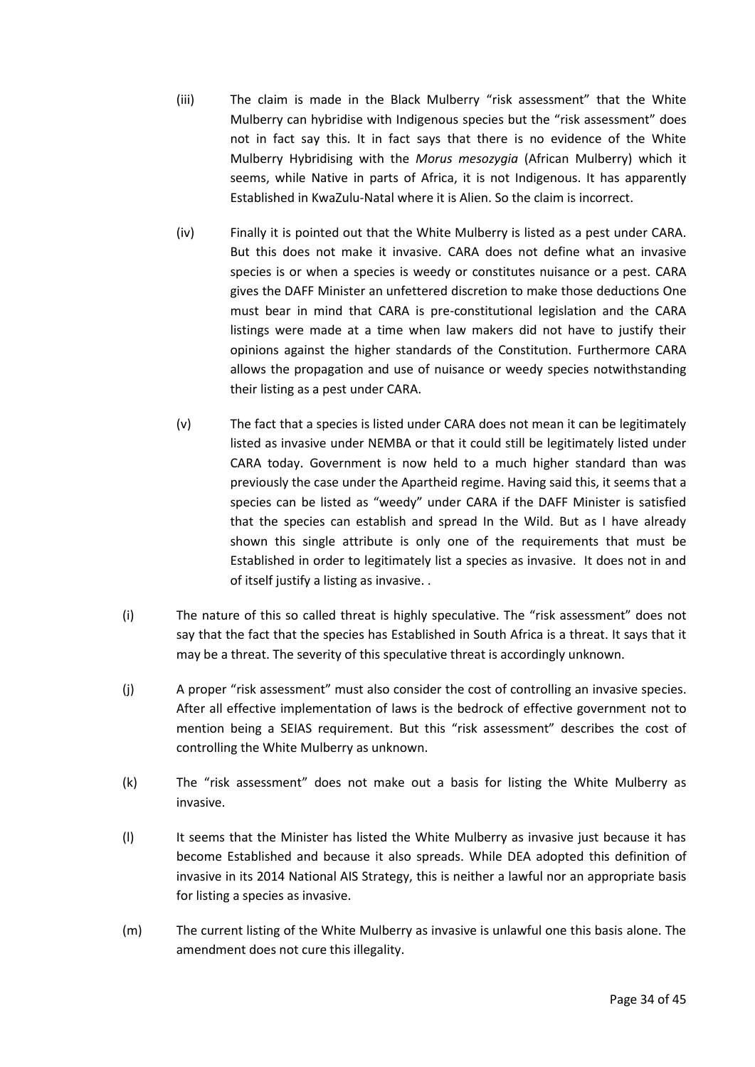(iii) The claim is made in the Black Mulberry "risk assessment" that the White Mulberry can hybridise with Indigenous species but the "risk assessment" does not in fact say this. It in fact says that there is no evidence of the White Mulberry Hybridising with the *Morus mesozygia* (African Mulberry) which it seems, while Native in parts of Africa, it is not Indigenous. It has apparently Established in KwaZulu-Natal where it is Alien. So the claim is incorrect.

(iv) Finally it is pointed out that the White Mulberry is listed as a pest under CARA. But this does not make it invasive. CARA does not define what an invasive species is or when a species is weedy or constitutes nuisance or a pest. CARA gives the DAFF Minister an unfettered discretion to make those deductions One must bear in mind that CARA is pre-constitutional legislation and the CARA listings were made at a time when law makers did not have to justify their opinions against the higher standards of the Constitution. Furthermore CARA allows the propagation and use of nuisance or weedy species notwithstanding their listing as a pest under CARA.

(v) The fact that a species is listed under CARA does not mean it can be legitimately listed as invasive under NEMBA or that it could still be legitimately listed under CARA today. Government is now held to a much higher standard than was previously the case under the Apartheid regime. Having said this, it seems that a species can be listed as "weedy" under CARA if the DAFF Minister is satisfied that the species can establish and spread In the Wild. But as I have already shown this single attribute is only one of the requirements that must be Established in order to legitimately list a species as invasive. It does not in and of itself justify a listing as invasive. .

(i) The nature of this so called threat is highly speculative. The "risk assessment" does not say that the fact that the species has Established in South Africa is a threat. It says that it may be a threat. The severity of this speculative threat is accordingly unknown.

(j) A proper "risk assessment" must also consider the cost of controlling an invasive species. After all effective implementation of laws is the bedrock of effective government not to mention being a SEIAS requirement. But this "risk assessment" describes the cost of controlling the White Mulberry as unknown.

(k) The "risk assessment" does not make out a basis for listing the White Mulberry as invasive.

(l) It seems that the Minister has listed the White Mulberry as invasive just because it has become Established and because it also spreads. While DEA adopted this definition of invasive in its 2014 National AIS Strategy, this is neither a lawful nor an appropriate basis for listing a species as invasive.

(m) The current listing of the White Mulberry as invasive is unlawful one this basis alone. The amendment does not cure this illegality.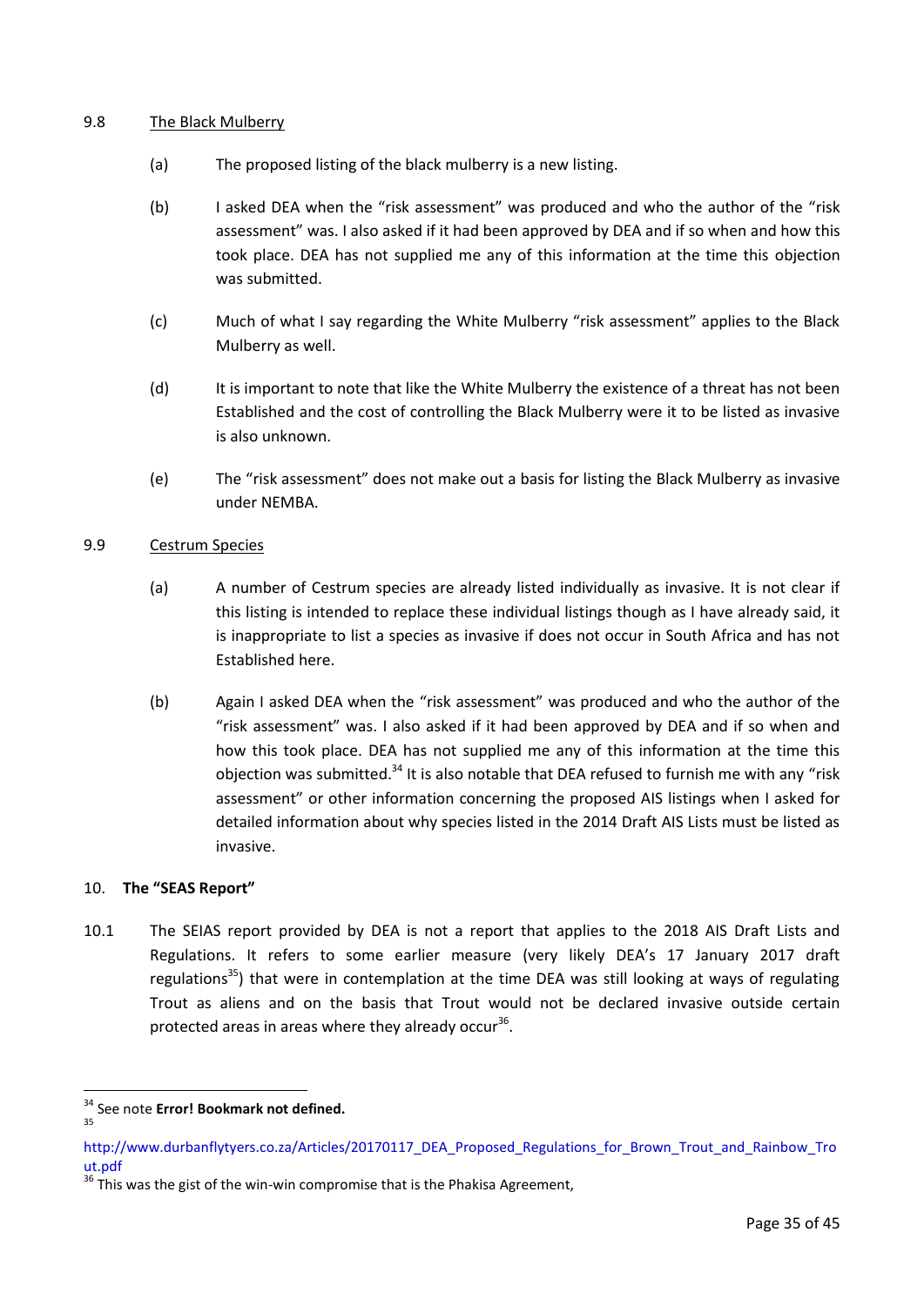9.8 The Black Mulberry

(a) The proposed listing of the black mulberry is a new listing.

(b) I asked DEA when the "risk assessment" was produced and who the author of the "risk assessment" was. I also asked if it had been approved by DEA and if so when and how this took place. DEA has not supplied me any of this information at the time this objection was submitted.

(c) Much of what I say regarding the White Mulberry "risk assessment" applies to the Black Mulberry as well.

(d) It is important to note that like the White Mulberry the existence of a threat has not been Established and the cost of controlling the Black Mulberry were it to be listed as invasive is also unknown.

(e) The "risk assessment" does not make out a basis for listing the Black Mulberry as invasive under NEMBA.

9.9 Cestrum Species

(a) A number of Cestrum species are already listed individually as invasive. It is not clear if this listing is intended to replace these individual listings though as I have already said, it is inappropriate to list a species as invasive if does not occur in South Africa and has not Established here.

(b) Again I asked DEA when the "risk assessment" was produced and who the author of the "risk assessment" was. I also asked if it had been approved by DEA and if so when and how this took place. DEA has not supplied me any of this information at the time this objection was submitted.[34] It is also notable that DEA refused to furnish me with any "risk assessment" or other information concerning the proposed AIS listings when I asked for detailed information about why species listed in the 2014 Draft AIS Lists must be listed as invasive.

## 10. The "SEAS Report"

10.1 The SEIAS report provided by DEA is not a report that applies to the 2018 AIS Draft Lists and Regulations. It refers to some earlier measure (very likely DEA's 17 January 2017 draft regulations[35]) that were in contemplation at the time DEA was still looking at ways of regulating Trout as aliens and on the basis that Trout would not be declared invasive outside certain protected areas in areas where they already occur[36].

---

[34] See note **Error! Bookmark not defined.**

[35] http://www.durbanflytyers.co.za/Articles/20170117_DEA_Proposed_Regulations_for_Brown_Trout_and_Rainbow_Trout.pdf

[36] This was the gist of the win-win compromise that is the Phakisa Agreement,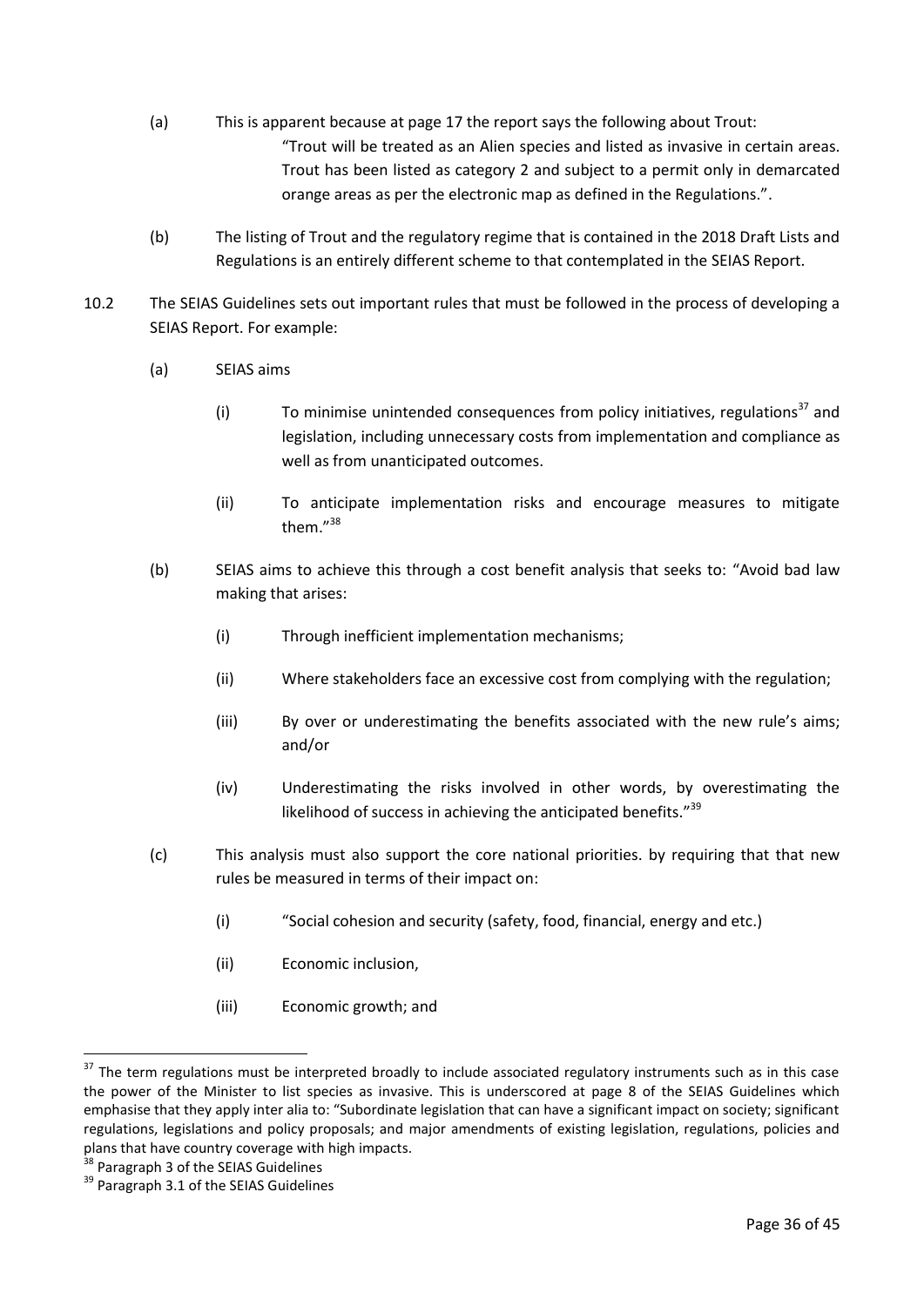(a) This is apparent because at page 17 the report says the following about Trout:

> "Trout will be treated as an Alien species and listed as invasive in certain areas. Trout has been listed as category 2 and subject to a permit only in demarcated orange areas as per the electronic map as defined in the Regulations.".

(b) The listing of Trout and the regulatory regime that is contained in the 2018 Draft Lists and Regulations is an entirely different scheme to that contemplated in the SEIAS Report.

10.2 The SEIAS Guidelines sets out important rules that must be followed in the process of developing a SEIAS Report. For example:

(a) SEIAS aims

(i) To minimise unintended consequences from policy initiatives, regulations[37] and legislation, including unnecessary costs from implementation and compliance as well as from unanticipated outcomes.

(ii) To anticipate implementation risks and encourage measures to mitigate them."[38]

(b) SEIAS aims to achieve this through a cost benefit analysis that seeks to: "Avoid bad law making that arises:

(i) Through inefficient implementation mechanisms;

(ii) Where stakeholders face an excessive cost from complying with the regulation;

(iii) By over or underestimating the benefits associated with the new rule's aims; and/or

(iv) Underestimating the risks involved in other words, by overestimating the likelihood of success in achieving the anticipated benefits."[39]

(c) This analysis must also support the core national priorities. by requiring that that new rules be measured in terms of their impact on:

(i) "Social cohesion and security (safety, food, financial, energy and etc.)

(ii) Economic inclusion,

(iii) Economic growth; and

---

[37] The term regulations must be interpreted broadly to include associated regulatory instruments such as in this case the power of the Minister to list species as invasive. This is underscored at page 8 of the SEIAS Guidelines which emphasise that they apply inter alia to: "Subordinate legislation that can have a significant impact on society; significant regulations, legislations and policy proposals; and major amendments of existing legislation, regulations, policies and plans that have country coverage with high impacts.

[38] Paragraph 3 of the SEIAS Guidelines

[39] Paragraph 3.1 of the SEIAS Guidelines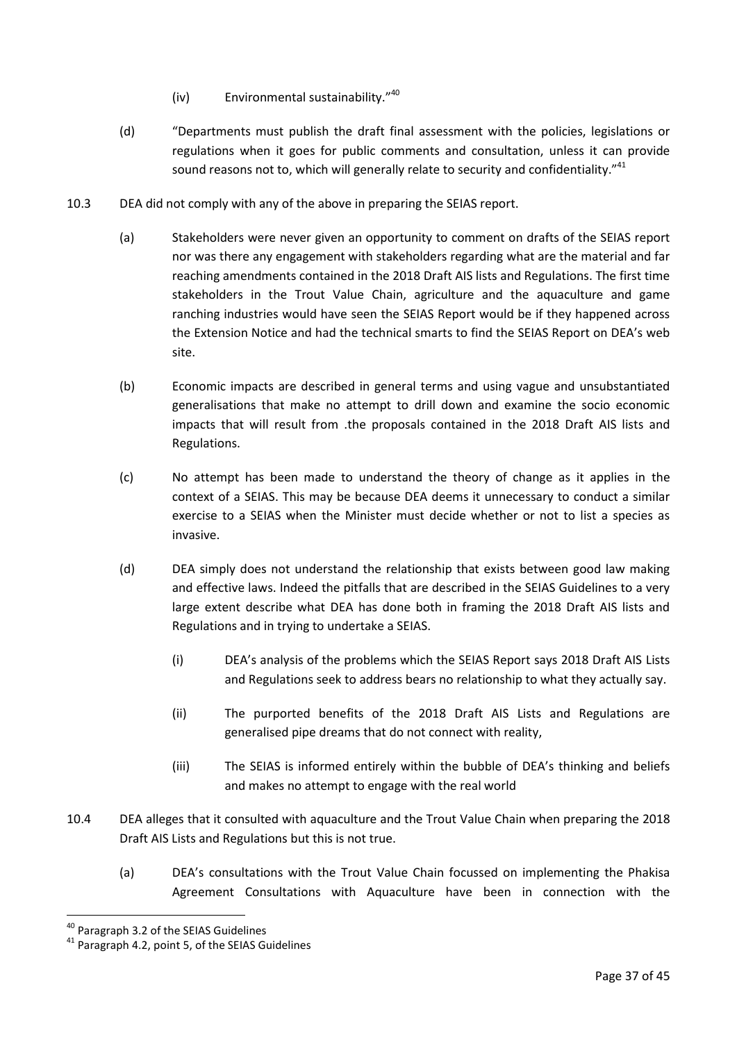(iv) Environmental sustainability."[40]

(d) "Departments must publish the draft final assessment with the policies, legislations or regulations when it goes for public comments and consultation, unless it can provide sound reasons not to, which will generally relate to security and confidentiality."[41]

10.3 DEA did not comply with any of the above in preparing the SEIAS report.

(a) Stakeholders were never given an opportunity to comment on drafts of the SEIAS report nor was there any engagement with stakeholders regarding what are the material and far reaching amendments contained in the 2018 Draft AIS lists and Regulations. The first time stakeholders in the Trout Value Chain, agriculture and the aquaculture and game ranching industries would have seen the SEIAS Report would be if they happened across the Extension Notice and had the technical smarts to find the SEIAS Report on DEA's web site.

(b) Economic impacts are described in general terms and using vague and unsubstantiated generalisations that make no attempt to drill down and examine the socio economic impacts that will result from .the proposals contained in the 2018 Draft AIS lists and Regulations.

(c) No attempt has been made to understand the theory of change as it applies in the context of a SEIAS. This may be because DEA deems it unnecessary to conduct a similar exercise to a SEIAS when the Minister must decide whether or not to list a species as invasive.

(d) DEA simply does not understand the relationship that exists between good law making and effective laws. Indeed the pitfalls that are described in the SEIAS Guidelines to a very large extent describe what DEA has done both in framing the 2018 Draft AIS lists and Regulations and in trying to undertake a SEIAS.

(i) DEA's analysis of the problems which the SEIAS Report says 2018 Draft AIS Lists and Regulations seek to address bears no relationship to what they actually say.

(ii) The purported benefits of the 2018 Draft AIS Lists and Regulations are generalised pipe dreams that do not connect with reality,

(iii) The SEIAS is informed entirely within the bubble of DEA's thinking and beliefs and makes no attempt to engage with the real world

10.4 DEA alleges that it consulted with aquaculture and the Trout Value Chain when preparing the 2018 Draft AIS Lists and Regulations but this is not true.

(a) DEA's consultations with the Trout Value Chain focussed on implementing the Phakisa Agreement Consultations with Aquaculture have been in connection with the

---

[40] Paragraph 3.2 of the SEIAS Guidelines

[41] Paragraph 4.2, point 5, of the SEIAS Guidelines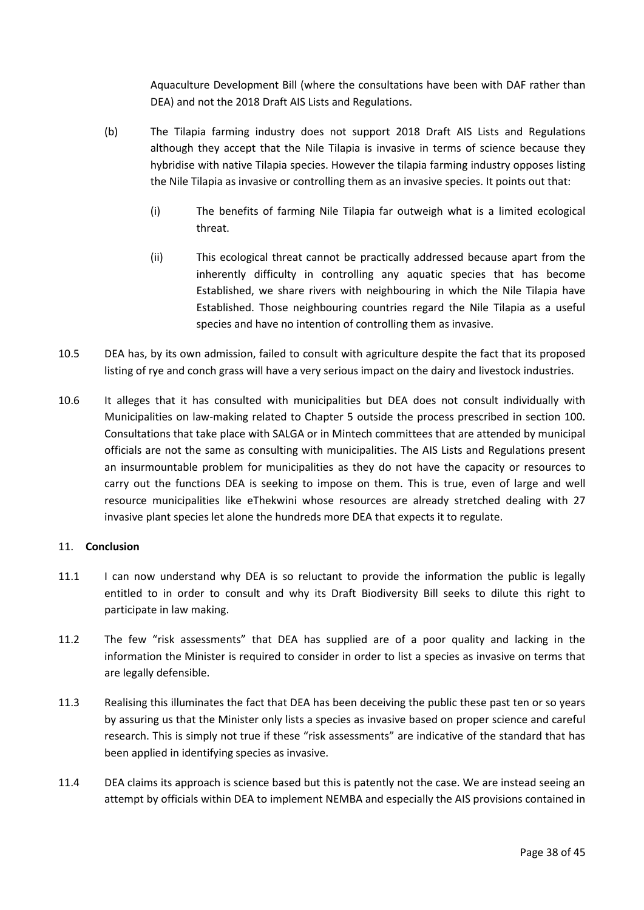Aquaculture Development Bill (where the consultations have been with DAF rather than DEA) and not the 2018 Draft AIS Lists and Regulations.

(b) The Tilapia farming industry does not support 2018 Draft AIS Lists and Regulations although they accept that the Nile Tilapia is invasive in terms of science because they hybridise with native Tilapia species. However the tilapia farming industry opposes listing the Nile Tilapia as invasive or controlling them as an invasive species. It points out that:

(i) The benefits of farming Nile Tilapia far outweigh what is a limited ecological threat.

(ii) This ecological threat cannot be practically addressed because apart from the inherently difficulty in controlling any aquatic species that has become Established, we share rivers with neighbouring in which the Nile Tilapia have Established. Those neighbouring countries regard the Nile Tilapia as a useful species and have no intention of controlling them as invasive.

10.5 DEA has, by its own admission, failed to consult with agriculture despite the fact that its proposed listing of rye and conch grass will have a very serious impact on the dairy and livestock industries.

10.6 It alleges that it has consulted with municipalities but DEA does not consult individually with Municipalities on law-making related to Chapter 5 outside the process prescribed in section 100. Consultations that take place with SALGA or in Mintech committees that are attended by municipal officials are not the same as consulting with municipalities. The AIS Lists and Regulations present an insurmountable problem for municipalities as they do not have the capacity or resources to carry out the functions DEA is seeking to impose on them. This is true, even of large and well resource municipalities like eThekwini whose resources are already stretched dealing with 27 invasive plant species let alone the hundreds more DEA that expects it to regulate.

## 11. **Conclusion**

11.1 I can now understand why DEA is so reluctant to provide the information the public is legally entitled to in order to consult and why its Draft Biodiversity Bill seeks to dilute this right to participate in law making.

11.2 The few "risk assessments" that DEA has supplied are of a poor quality and lacking in the information the Minister is required to consider in order to list a species as invasive on terms that are legally defensible.

11.3 Realising this illuminates the fact that DEA has been deceiving the public these past ten or so years by assuring us that the Minister only lists a species as invasive based on proper science and careful research. This is simply not true if these "risk assessments" are indicative of the standard that has been applied in identifying species as invasive.

11.4 DEA claims its approach is science based but this is patently not the case. We are instead seeing an attempt by officials within DEA to implement NEMBA and especially the AIS provisions contained in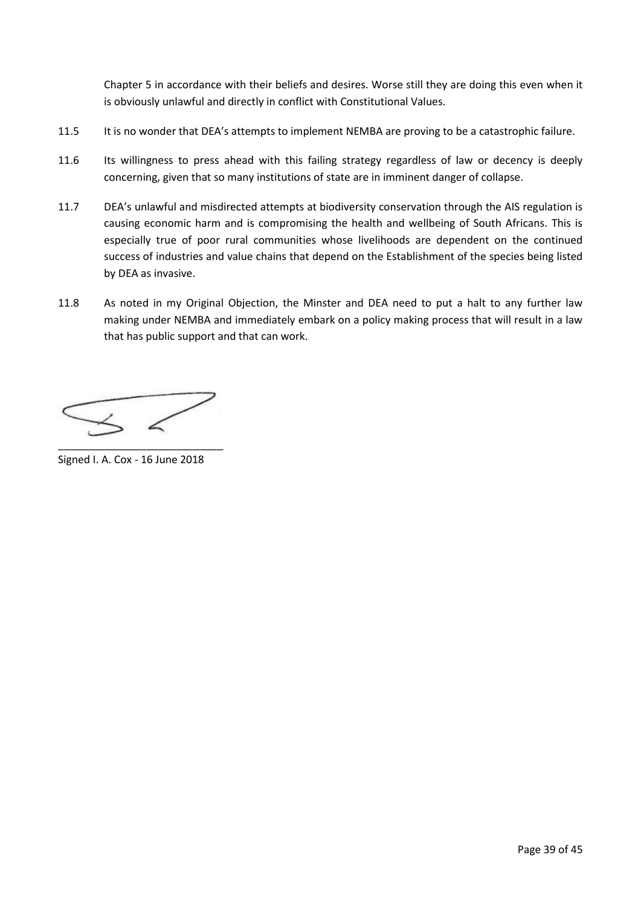Chapter 5 in accordance with their beliefs and desires. Worse still they are doing this even when it is obviously unlawful and directly in conflict with Constitutional Values.

11.5 It is no wonder that DEA's attempts to implement NEMBA are proving to be a catastrophic failure.

11.6 Its willingness to press ahead with this failing strategy regardless of law or decency is deeply concerning, given that so many institutions of state are in imminent danger of collapse.

11.7 DEA's unlawful and misdirected attempts at biodiversity conservation through the AIS regulation is causing economic harm and is compromising the health and wellbeing of South Africans. This is especially true of poor rural communities whose livelihoods are dependent on the continued success of industries and value chains that depend on the Establishment of the species being listed by DEA as invasive.

11.8 As noted in my Original Objection, the Minster and DEA need to put a halt to any further law making under NEMBA and immediately embark on a policy making process that will result in a law that has public support and that can work.

_____________________________

Signed I. A. Cox - 16 June 2018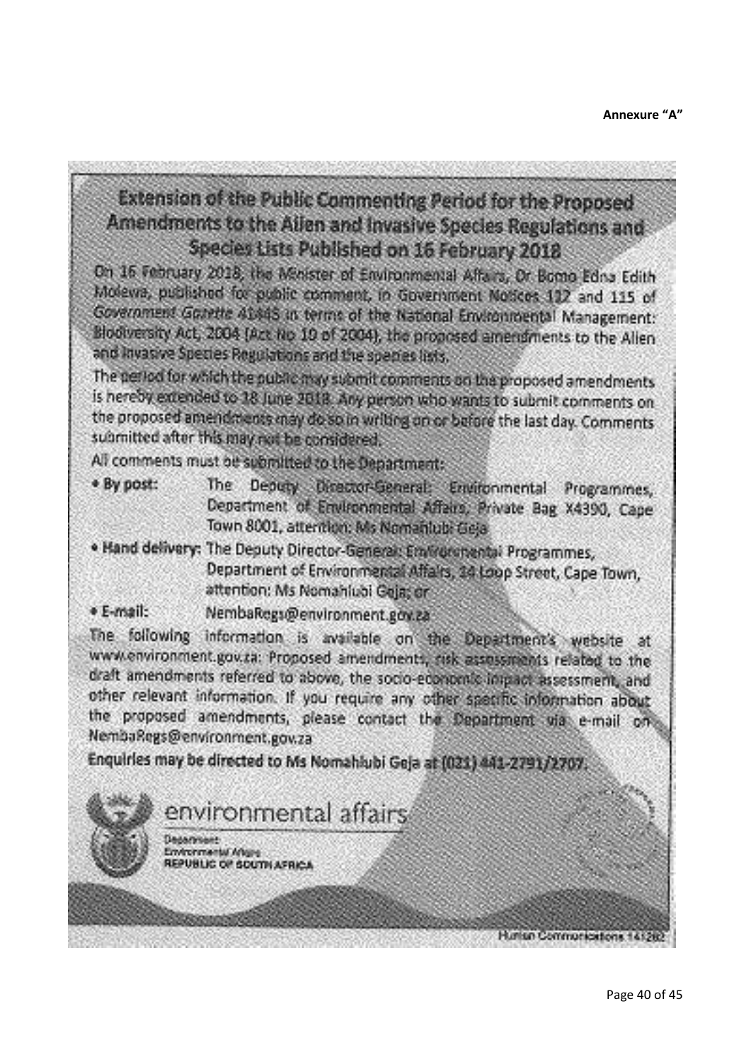**Annexure "A"**

# Extension of the Public Commenting Period for the Proposed Amendments to the Alien and Invasive Species Regulations and Species Lists Published on 16 February 2018

On 16 February 2018, the Minister of Environmental Affairs, Dr Bomo Edna Edith Molewa, published for public comment, in Government Notices 112 and 115 of *Government Gazette* 41445 in terms of the National Environmental Management: Biodiversity Act, 2004 (Act No 10 of 2004), the proposed amendments to the Alien and Invasive Species Regulations and the species lists.

The period for which the public may submit comments on the proposed amendments is hereby extended to 18 June 2018. Any person who wants to submit comments on the proposed amendments may do so in writing on or before the last day. Comments submitted after this may not be considered.

All comments must be submitted to the Department:

- **By post:** The Deputy Director-General: Environmental Programmes, Department of Environmental Affairs, Private Bag X4390, Cape Town 8001, attention: Ms Nomahlubi Geja
- **Hand delivery:** The Deputy Director-General: Environmental Programmes, Department of Environmental Affairs, 14 Loop Street, Cape Town, attention: Ms Nomahlubi Geja; or
- **E-mail:** NembaRegs@environment.gov.za

The following information is available on the Department's website at www.environment.gov.za: Proposed amendments, risk assessments related to the draft amendments referred to above, the socio-economic impact assessment, and other relevant information. If you require any other specific information about the proposed amendments, please contact the Department via e-mail on NembaRegs@environment.gov.za

**Enquiries may be directed to Ms Nomahlubi Geja at (021) 441-2791/2707.**

environmental affairs

Department:
Environmental Affairs
REPUBLIC OF SOUTH AFRICA

Hurlan Communications 141282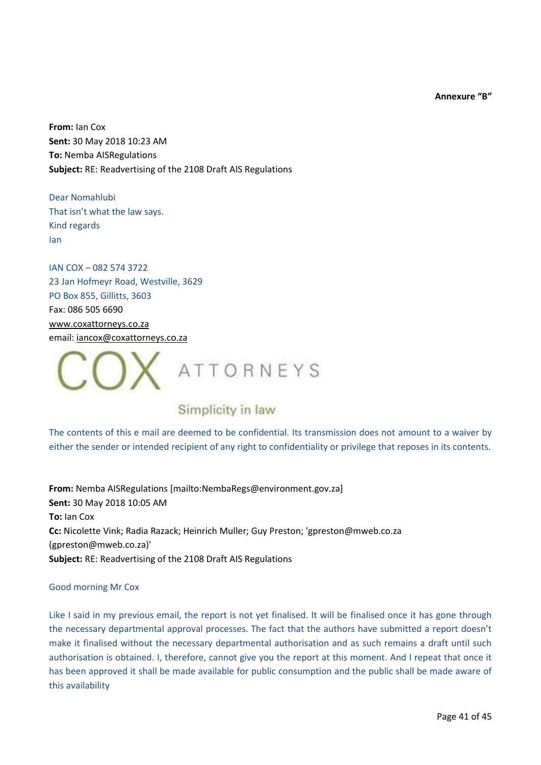**Annexure "B"**

**From:** Ian Cox
**Sent:** 30 May 2018 10:23 AM
**To:** Nemba AISRegulations
**Subject:** RE: Readvertising of the 2108 Draft AIS Regulations

Dear Nomahlubi
That isn't what the law says.
Kind regards
Ian

IAN COX – 082 574 3722
23 Jan Hofmeyr Road, Westville, 3629
PO Box 855, Gillitts, 3603
Fax: 086 505 6690
www.coxattorneys.co.za
email: iancox@coxattorneys.co.za

COX ATTORNEYS

Simplicity in law

The contents of this e mail are deemed to be confidential. Its transmission does not amount to a waiver by either the sender or intended recipient of any right to confidentiality or privilege that reposes in its contents.

**From:** Nemba AISRegulations [mailto:NembaRegs@environment.gov.za]
**Sent:** 30 May 2018 10:05 AM
**To:** Ian Cox
**Cc:** Nicolette Vink; Radia Razack; Heinrich Muller; Guy Preston; 'gpreston@mweb.co.za (gpreston@mweb.co.za)'
**Subject:** RE: Readvertising of the 2108 Draft AIS Regulations

Good morning Mr Cox

Like I said in my previous email, the report is not yet finalised. It will be finalised once it has gone through the necessary departmental approval processes. The fact that the authors have submitted a report doesn't make it finalised without the necessary departmental authorisation and as such remains a draft until such authorisation is obtained. I, therefore, cannot give you the report at this moment. And I repeat that once it has been approved it shall be made available for public consumption and the public shall be made aware of this availability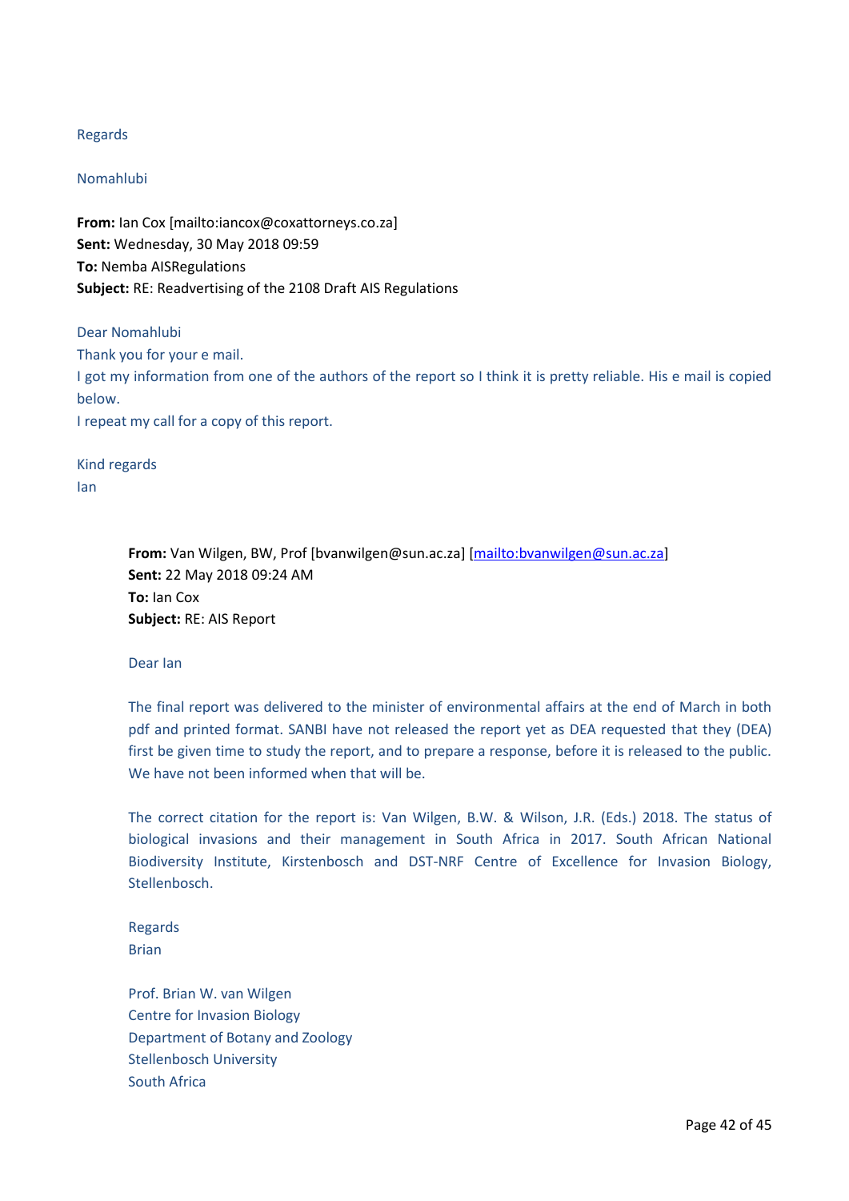Regards

Nomahlubi

**From:** Ian Cox [mailto:iancox@coxattorneys.co.za]
**Sent:** Wednesday, 30 May 2018 09:59
**To:** Nemba AISRegulations
**Subject:** RE: Readvertising of the 2108 Draft AIS Regulations

Dear Nomahlubi
Thank you for your e mail.
I got my information from one of the authors of the report so I think it is pretty reliable. His e mail is copied below.
I repeat my call for a copy of this report.

Kind regards
Ian

> **From:** Van Wilgen, BW, Prof [bvanwilgen@sun.ac.za] [mailto:bvanwilgen@sun.ac.za]
> **Sent:** 22 May 2018 09:24 AM
> **To:** Ian Cox
> **Subject:** RE: AIS Report
>
> Dear Ian
>
> The final report was delivered to the minister of environmental affairs at the end of March in both pdf and printed format. SANBI have not released the report yet as DEA requested that they (DEA) first be given time to study the report, and to prepare a response, before it is released to the public. We have not been informed when that will be.
>
> The correct citation for the report is: Van Wilgen, B.W. & Wilson, J.R. (Eds.) 2018. The status of biological invasions and their management in South Africa in 2017. South African National Biodiversity Institute, Kirstenbosch and DST-NRF Centre of Excellence for Invasion Biology, Stellenbosch.
>
> Regards
> Brian
>
> Prof. Brian W. van Wilgen
> Centre for Invasion Biology
> Department of Botany and Zoology
> Stellenbosch University
> South Africa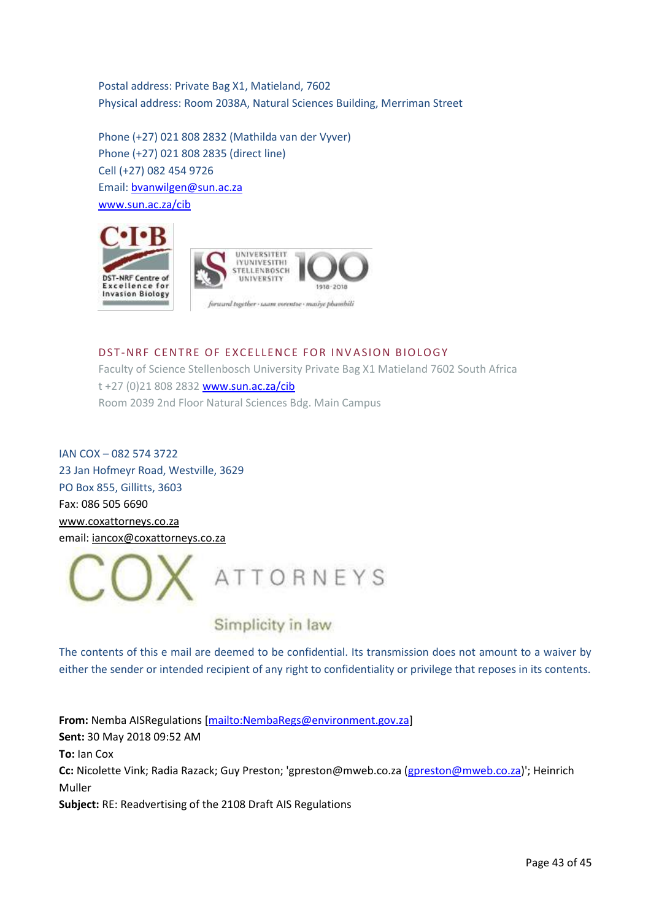Postal address: Private Bag X1, Matieland, 7602
Physical address: Room 2038A, Natural Sciences Building, Merriman Street

Phone (+27) 021 808 2832 (Mathilda van der Vyver)
Phone (+27) 021 808 2835 (direct line)
Cell (+27) 082 454 9726
Email: bvanwilgen@sun.ac.za
www.sun.ac.za/cib

C•I•B
DST-NRF Centre of Excellence for Invasion Biology

UNIVERSITEIT IYUNIVESITHI STELLENBOSCH UNIVERSITY 100 1918-2018
*forward together · saam vorentoe · masiye phambili*

DST-NRF CENTRE OF EXCELLENCE FOR INVASION BIOLOGY
Faculty of Science Stellenbosch University Private Bag X1 Matieland 7602 South Africa
t +27 (0)21 808 2832 www.sun.ac.za/cib
Room 2039 2nd Floor Natural Sciences Bdg. Main Campus

IAN COX – 082 574 3722
23 Jan Hofmeyr Road, Westville, 3629
PO Box 855, Gillitts, 3603
Fax: 086 505 6690
www.coxattorneys.co.za
email: iancox@coxattorneys.co.za

COX ATTORNEYS
Simplicity in law

The contents of this e mail are deemed to be confidential. Its transmission does not amount to a waiver by either the sender or intended recipient of any right to confidentiality or privilege that reposes in its contents.

**From:** Nemba AISRegulations [mailto:NembaRegs@environment.gov.za]
**Sent:** 30 May 2018 09:52 AM
**To:** Ian Cox
**Cc:** Nicolette Vink; Radia Razack; Guy Preston; 'gpreston@mweb.co.za (gpreston@mweb.co.za)'; Heinrich Muller
**Subject:** RE: Readvertising of the 2108 Draft AIS Regulations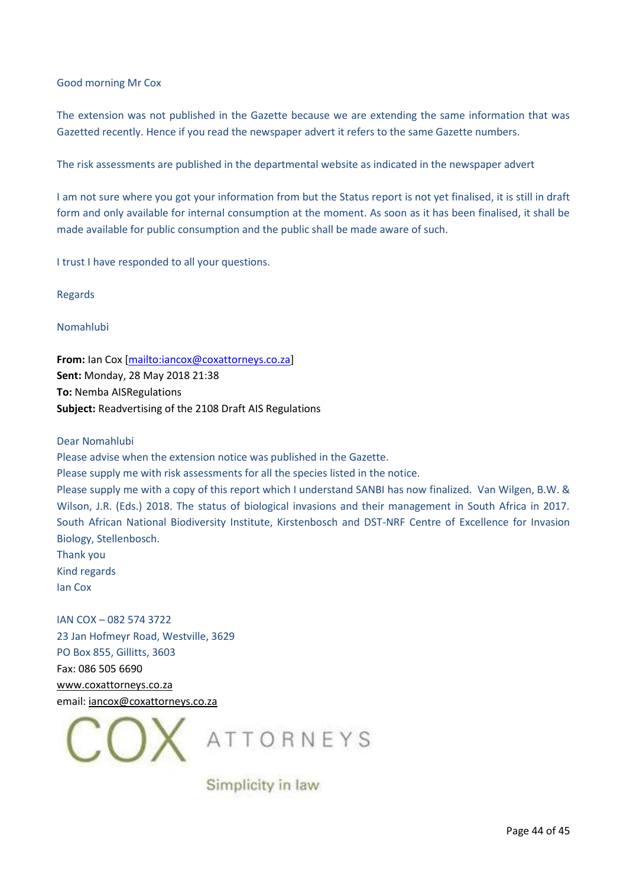Good morning Mr Cox

The extension was not published in the Gazette because we are extending the same information that was Gazetted recently. Hence if you read the newspaper advert it refers to the same Gazette numbers.

The risk assessments are published in the departmental website as indicated in the newspaper advert

I am not sure where you got your information from but the Status report is not yet finalised, it is still in draft form and only available for internal consumption at the moment. As soon as it has been finalised, it shall be made available for public consumption and the public shall be made aware of such.

I trust I have responded to all your questions.

Regards

Nomahlubi

**From:** Ian Cox [mailto:iancox@coxattorneys.co.za]
**Sent:** Monday, 28 May 2018 21:38
**To:** Nemba AISRegulations
**Subject:** Readvertising of the 2108 Draft AIS Regulations

Dear Nomahlubi
Please advise when the extension notice was published in the Gazette.
Please supply me with risk assessments for all the species listed in the notice.
Please supply me with a copy of this report which I understand SANBI has now finalized. Van Wilgen, B.W. & Wilson, J.R. (Eds.) 2018. The status of biological invasions and their management in South Africa in 2017. South African National Biodiversity Institute, Kirstenbosch and DST-NRF Centre of Excellence for Invasion Biology, Stellenbosch.
Thank you
Kind regards
Ian Cox

IAN COX – 082 574 3722
23 Jan Hofmeyr Road, Westville, 3629
PO Box 855, Gillitts, 3603
Fax: 086 505 6690
www.coxattorneys.co.za
email: iancox@coxattorneys.co.za

COX ATTORNEYS

Simplicity in law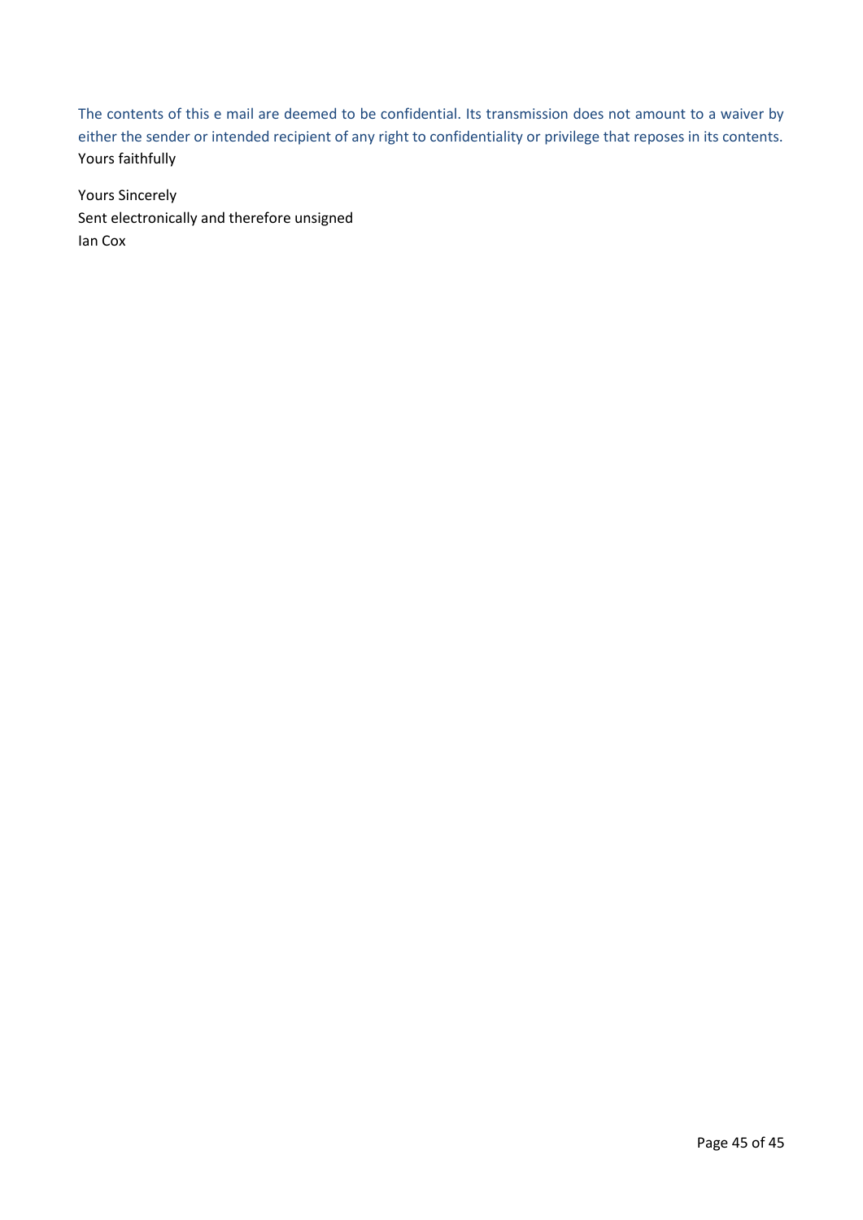The contents of this e mail are deemed to be confidential. Its transmission does not amount to a waiver by either the sender or intended recipient of any right to confidentiality or privilege that reposes in its contents.
Yours faithfully

Yours Sincerely
Sent electronically and therefore unsigned
Ian Cox